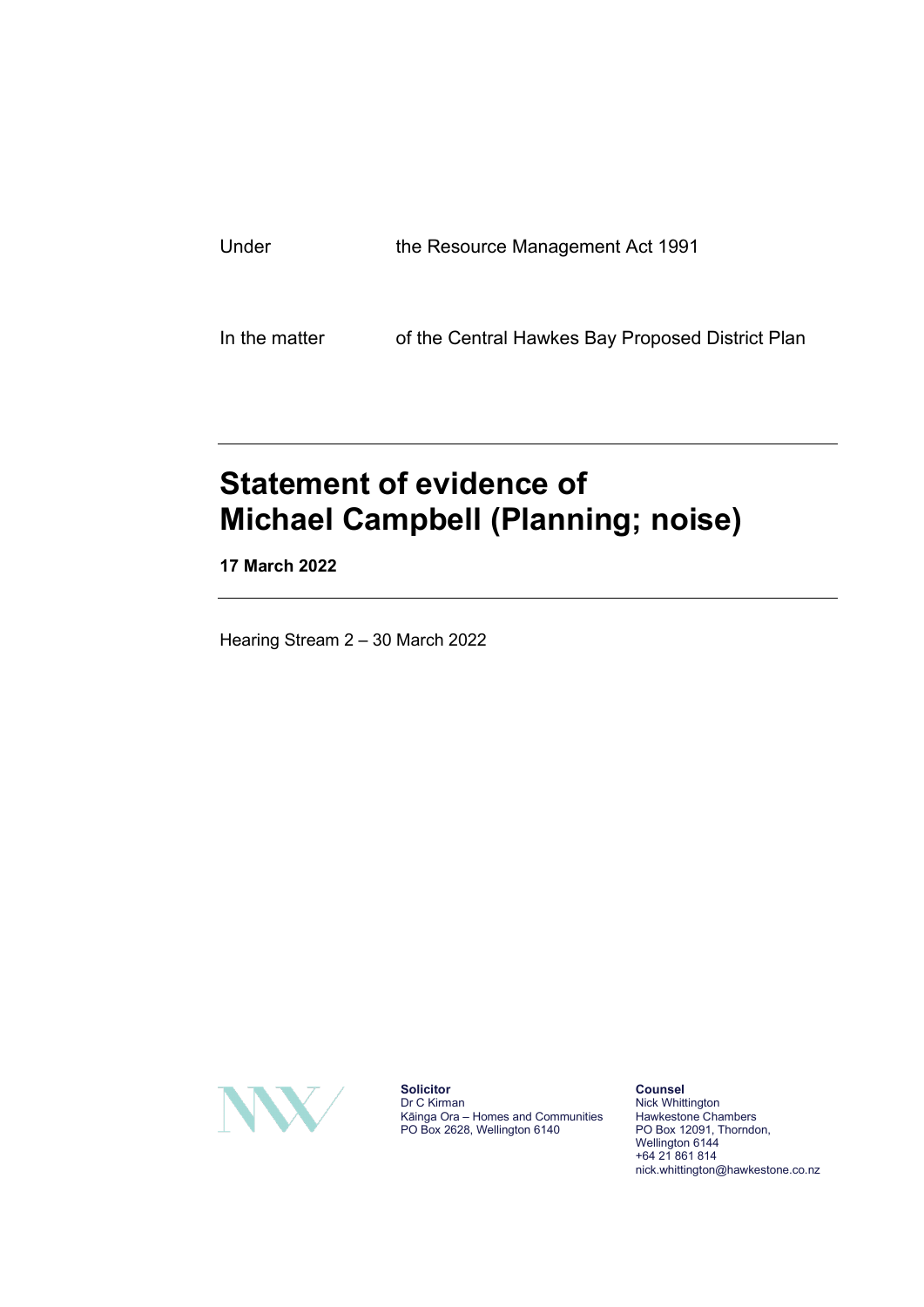Under the Resource Management Act 1991

In the matter of the Central Hawkes Bay Proposed District Plan

# Statement of evidence of Michael Campbell (Planning; noise)

**17 March 2022**

Hearing Stream 2 – 30 March 2022

**Solicitor**
Dr C Kirman
Kāinga Ora – Homes and Communities
PO Box 2628, Wellington 6140

**Counsel**
Nick Whittington
Hawkestone Chambers
PO Box 12091, Thorndon,
Wellington 6144
+64 21 861 814
nick.whittington@hawkestone.co.nz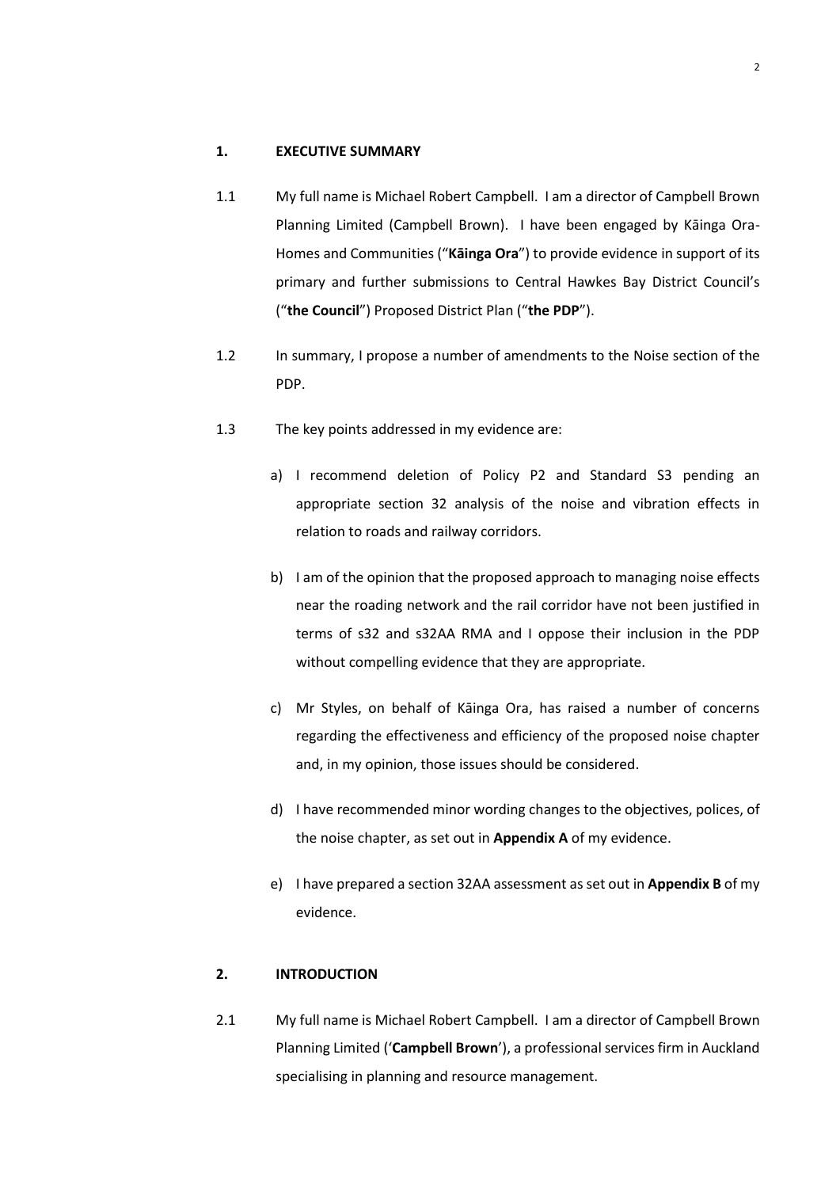## 1. EXECUTIVE SUMMARY

1.1 My full name is Michael Robert Campbell. I am a director of Campbell Brown Planning Limited (Campbell Brown). I have been engaged by Kāinga Ora-Homes and Communities ("**Kāinga Ora**") to provide evidence in support of its primary and further submissions to Central Hawkes Bay District Council's ("**the Council**") Proposed District Plan ("**the PDP**").

1.2 In summary, I propose a number of amendments to the Noise section of the PDP.

1.3 The key points addressed in my evidence are:

a) I recommend deletion of Policy P2 and Standard S3 pending an appropriate section 32 analysis of the noise and vibration effects in relation to roads and railway corridors.

b) I am of the opinion that the proposed approach to managing noise effects near the roading network and the rail corridor have not been justified in terms of s32 and s32AA RMA and I oppose their inclusion in the PDP without compelling evidence that they are appropriate.

c) Mr Styles, on behalf of Kāinga Ora, has raised a number of concerns regarding the effectiveness and efficiency of the proposed noise chapter and, in my opinion, those issues should be considered.

d) I have recommended minor wording changes to the objectives, polices, of the noise chapter, as set out in **Appendix A** of my evidence.

e) I have prepared a section 32AA assessment as set out in **Appendix B** of my evidence.

## 2. INTRODUCTION

2.1 My full name is Michael Robert Campbell. I am a director of Campbell Brown Planning Limited ('**Campbell Brown**'), a professional services firm in Auckland specialising in planning and resource management.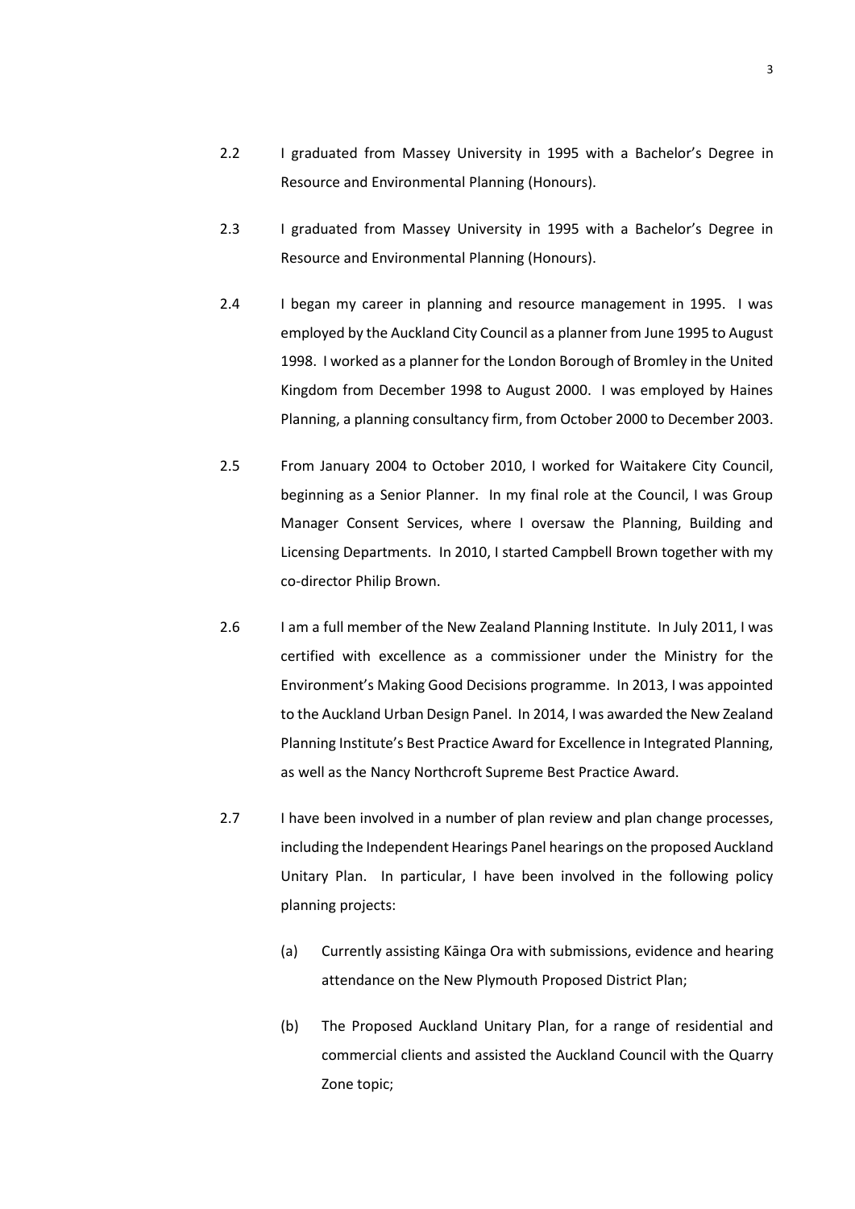2.2 I graduated from Massey University in 1995 with a Bachelor's Degree in Resource and Environmental Planning (Honours).

2.3 I graduated from Massey University in 1995 with a Bachelor's Degree in Resource and Environmental Planning (Honours).

2.4 I began my career in planning and resource management in 1995. I was employed by the Auckland City Council as a planner from June 1995 to August 1998. I worked as a planner for the London Borough of Bromley in the United Kingdom from December 1998 to August 2000. I was employed by Haines Planning, a planning consultancy firm, from October 2000 to December 2003.

2.5 From January 2004 to October 2010, I worked for Waitakere City Council, beginning as a Senior Planner. In my final role at the Council, I was Group Manager Consent Services, where I oversaw the Planning, Building and Licensing Departments. In 2010, I started Campbell Brown together with my co-director Philip Brown.

2.6 I am a full member of the New Zealand Planning Institute. In July 2011, I was certified with excellence as a commissioner under the Ministry for the Environment's Making Good Decisions programme. In 2013, I was appointed to the Auckland Urban Design Panel. In 2014, I was awarded the New Zealand Planning Institute's Best Practice Award for Excellence in Integrated Planning, as well as the Nancy Northcroft Supreme Best Practice Award.

2.7 I have been involved in a number of plan review and plan change processes, including the Independent Hearings Panel hearings on the proposed Auckland Unitary Plan. In particular, I have been involved in the following policy planning projects:

(a) Currently assisting Kāinga Ora with submissions, evidence and hearing attendance on the New Plymouth Proposed District Plan;

(b) The Proposed Auckland Unitary Plan, for a range of residential and commercial clients and assisted the Auckland Council with the Quarry Zone topic;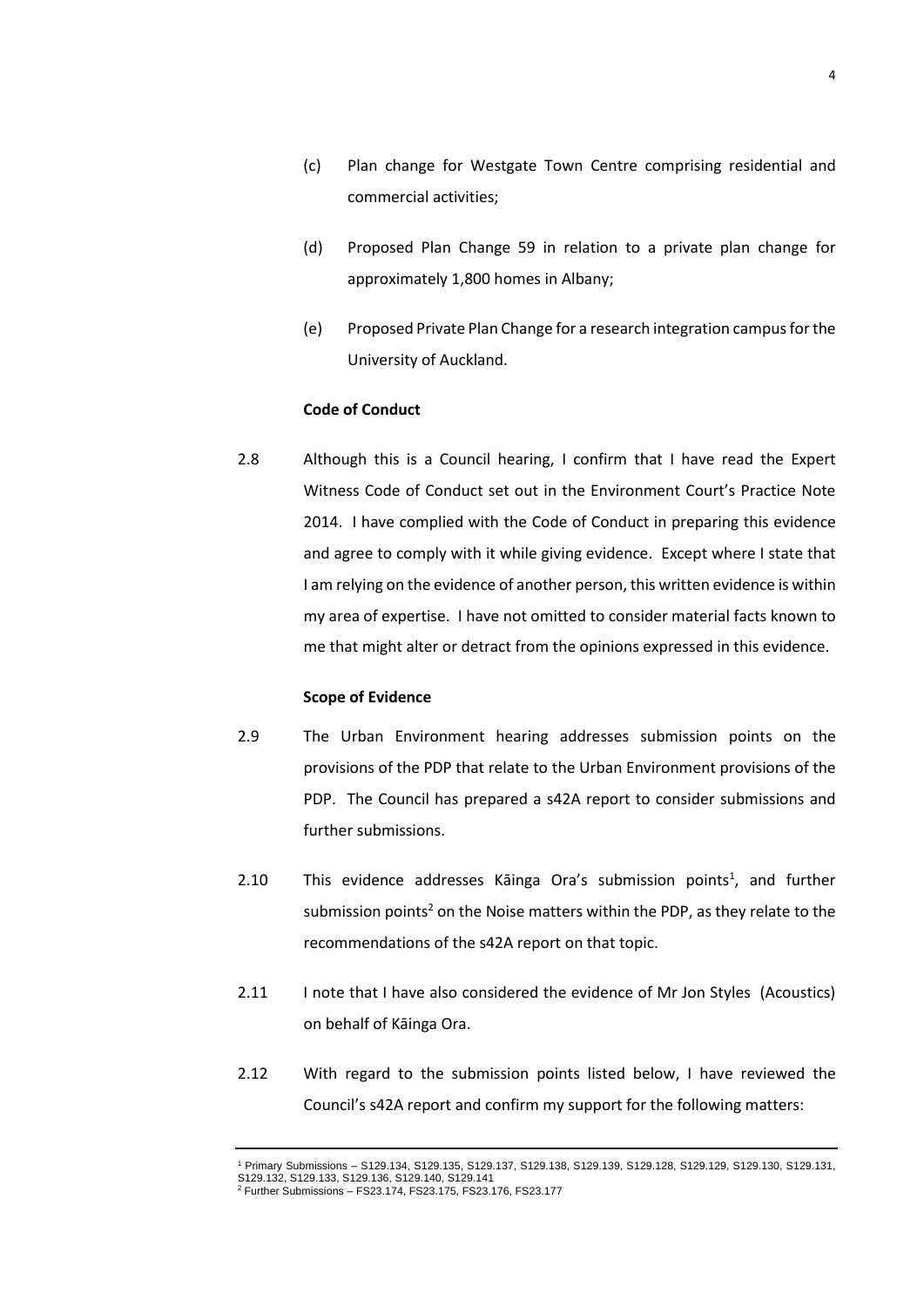(c) Plan change for Westgate Town Centre comprising residential and commercial activities;

(d) Proposed Plan Change 59 in relation to a private plan change for approximately 1,800 homes in Albany;

(e) Proposed Private Plan Change for a research integration campus for the University of Auckland.

**Code of Conduct**

2.8 Although this is a Council hearing, I confirm that I have read the Expert Witness Code of Conduct set out in the Environment Court's Practice Note 2014. I have complied with the Code of Conduct in preparing this evidence and agree to comply with it while giving evidence. Except where I state that I am relying on the evidence of another person, this written evidence is within my area of expertise. I have not omitted to consider material facts known to me that might alter or detract from the opinions expressed in this evidence.

**Scope of Evidence**

2.9 The Urban Environment hearing addresses submission points on the provisions of the PDP that relate to the Urban Environment provisions of the PDP. The Council has prepared a s42A report to consider submissions and further submissions.

2.10 This evidence addresses Kāinga Ora's submission points[1], and further submission points[2] on the Noise matters within the PDP, as they relate to the recommendations of the s42A report on that topic.

2.11 I note that I have also considered the evidence of Mr Jon Styles (Acoustics) on behalf of Kāinga Ora.

2.12 With regard to the submission points listed below, I have reviewed the Council's s42A report and confirm my support for the following matters:

[1] Primary Submissions – S129.134, S129.135, S129.137, S129.138, S129.139, S129.128, S129.129, S129.130, S129.131, S129.132, S129.133, S129.136, S129.140, S129.141

[2] Further Submissions – FS23.174, FS23.175, FS23.176, FS23.177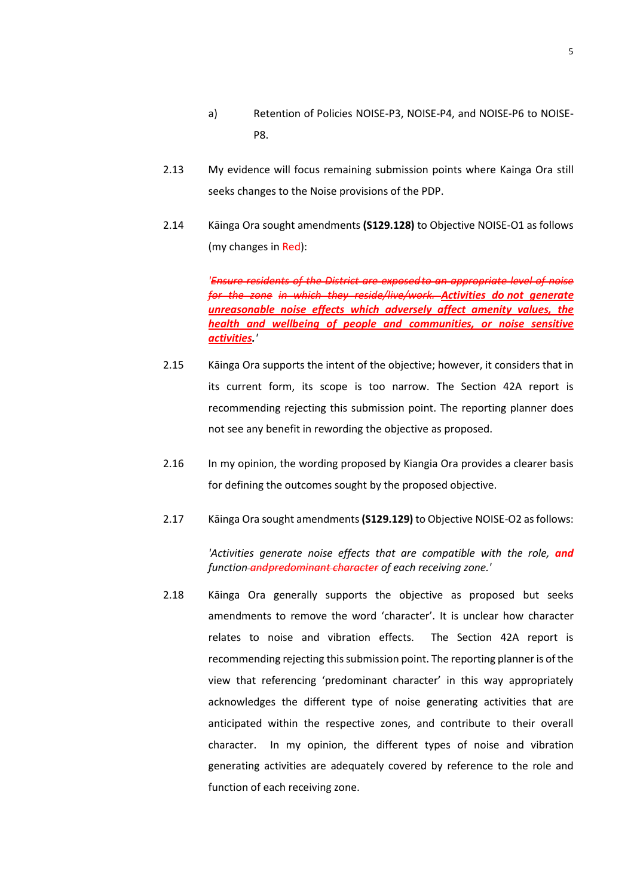a) Retention of Policies NOISE-P3, NOISE-P4, and NOISE-P6 to NOISE-P8.

2.13 My evidence will focus remaining submission points where Kainga Ora still seeks changes to the Noise provisions of the PDP.

2.14 Kāinga Ora sought amendments **(S129.128)** to Objective NOISE-O1 as follows (my changes in Red):

> *'~~Ensure residents of the District are exposed to an appropriate level of noise for the zone in which they reside/live/work.~~ **Activities do not generate unreasonable noise effects which adversely affect amenity values, the health and wellbeing of people and communities, or noise sensitive activities**.'*

2.15 Kāinga Ora supports the intent of the objective; however, it considers that in its current form, its scope is too narrow. The Section 42A report is recommending rejecting this submission point. The reporting planner does not see any benefit in rewording the objective as proposed.

2.16 In my opinion, the wording proposed by Kiangia Ora provides a clearer basis for defining the outcomes sought by the proposed objective.

2.17 Kāinga Ora sought amendments **(S129.129)** to Objective NOISE-O2 as follows:

> *'Activities generate noise effects that are compatible with the role, **and** function ~~and predominant character~~ of each receiving zone.'*

2.18 Kāinga Ora generally supports the objective as proposed but seeks amendments to remove the word 'character'. It is unclear how character relates to noise and vibration effects. The Section 42A report is recommending rejecting this submission point. The reporting planner is of the view that referencing 'predominant character' in this way appropriately acknowledges the different type of noise generating activities that are anticipated within the respective zones, and contribute to their overall character. In my opinion, the different types of noise and vibration generating activities are adequately covered by reference to the role and function of each receiving zone.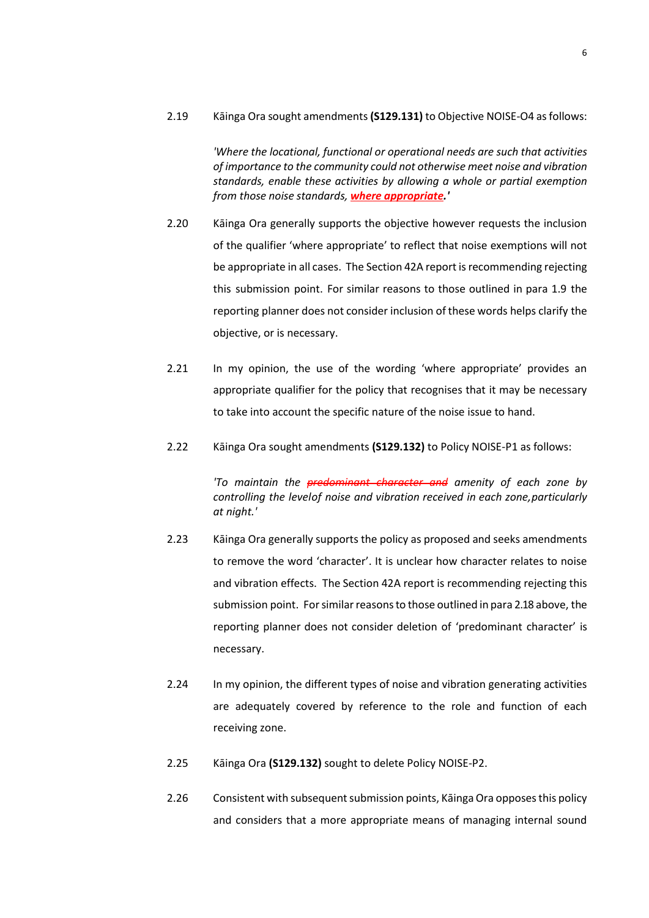2.19 Kāinga Ora sought amendments **(S129.131)** to Objective NOISE-O4 as follows:

> *'Where the locational, functional or operational needs are such that activities of importance to the community could not otherwise meet noise and vibration standards, enable these activities by allowing a whole or partial exemption from those noise standards, **<u>where appropriate</u>**.'*

2.20 Kāinga Ora generally supports the objective however requests the inclusion of the qualifier 'where appropriate' to reflect that noise exemptions will not be appropriate in all cases. The Section 42A report is recommending rejecting this submission point. For similar reasons to those outlined in para 1.9 the reporting planner does not consider inclusion of these words helps clarify the objective, or is necessary.

2.21 In my opinion, the use of the wording 'where appropriate' provides an appropriate qualifier for the policy that recognises that it may be necessary to take into account the specific nature of the noise issue to hand.

2.22 Kāinga Ora sought amendments **(S129.132)** to Policy NOISE-P1 as follows:

> *'To maintain the ~~predominant character and~~ amenity of each zone by controlling the levelof noise and vibration received in each zone,particularly at night.'*

2.23 Kāinga Ora generally supports the policy as proposed and seeks amendments to remove the word 'character'. It is unclear how character relates to noise and vibration effects. The Section 42A report is recommending rejecting this submission point. For similar reasons to those outlined in para 2.18 above, the reporting planner does not consider deletion of 'predominant character' is necessary.

2.24 In my opinion, the different types of noise and vibration generating activities are adequately covered by reference to the role and function of each receiving zone.

2.25 Kāinga Ora **(S129.132)** sought to delete Policy NOISE-P2.

2.26 Consistent with subsequent submission points, Kāinga Ora opposes this policy and considers that a more appropriate means of managing internal sound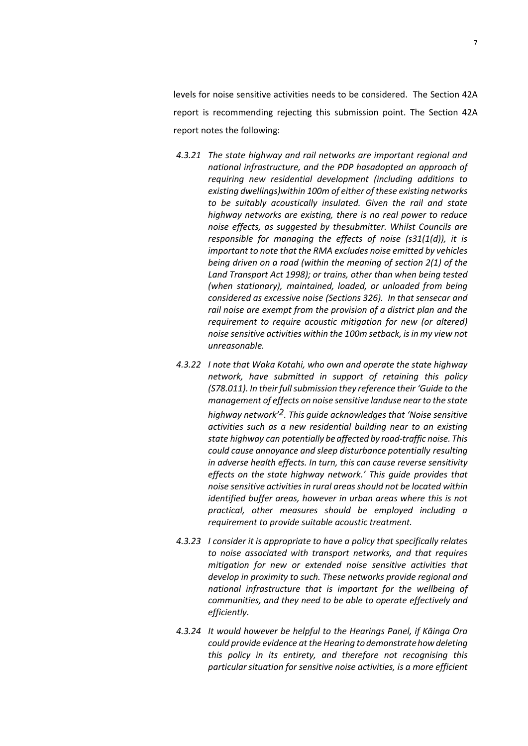levels for noise sensitive activities needs to be considered. The Section 42A report is recommending rejecting this submission point. The Section 42A report notes the following:

*4.3.21 The state highway and rail networks are important regional and national infrastructure, and the PDP hasadopted an approach of requiring new residential development (including additions to existing dwellings)within 100m of either of these existing networks to be suitably acoustically insulated. Given the rail and state highway networks are existing, there is no real power to reduce noise effects, as suggested by thesubmitter. Whilst Councils are responsible for managing the effects of noise (s31(1(d)), it is important to note that the RMA excludes noise emitted by vehicles being driven on a road (within the meaning of section 2(1) of the Land Transport Act 1998); or trains, other than when being tested (when stationary), maintained, loaded, or unloaded from being considered as excessive noise (Sections 326). In that sensecar and rail noise are exempt from the provision of a district plan and the requirement to require acoustic mitigation for new (or altered) noise sensitive activities within the 100m setback, is in my view not unreasonable.*

*4.3.22 I note that Waka Kotahi, who own and operate the state highway network, have submitted in support of retaining this policy (S78.011). In their full submission they reference their 'Guide to the management of effects on noise sensitive landuse near to the state highway network'[2]. This guide acknowledges that 'Noise sensitive activities such as a new residential building near to an existing state highway can potentially be affected by road-traffic noise. This could cause annoyance and sleep disturbance potentially resulting in adverse health effects. In turn, this can cause reverse sensitivity effects on the state highway network.' This guide provides that noise sensitive activities in rural areas should not be located within identified buffer areas, however in urban areas where this is not practical, other measures should be employed including a requirement to provide suitable acoustic treatment.*

*4.3.23 I consider it is appropriate to have a policy that specifically relates to noise associated with transport networks, and that requires mitigation for new or extended noise sensitive activities that develop in proximity to such. These networks provide regional and national infrastructure that is important for the wellbeing of communities, and they need to be able to operate effectively and efficiently.*

*4.3.24 It would however be helpful to the Hearings Panel, if Kāinga Ora could provide evidence at the Hearing to demonstrate how deleting this policy in its entirety, and therefore not recognising this particular situation for sensitive noise activities, is a more efficient*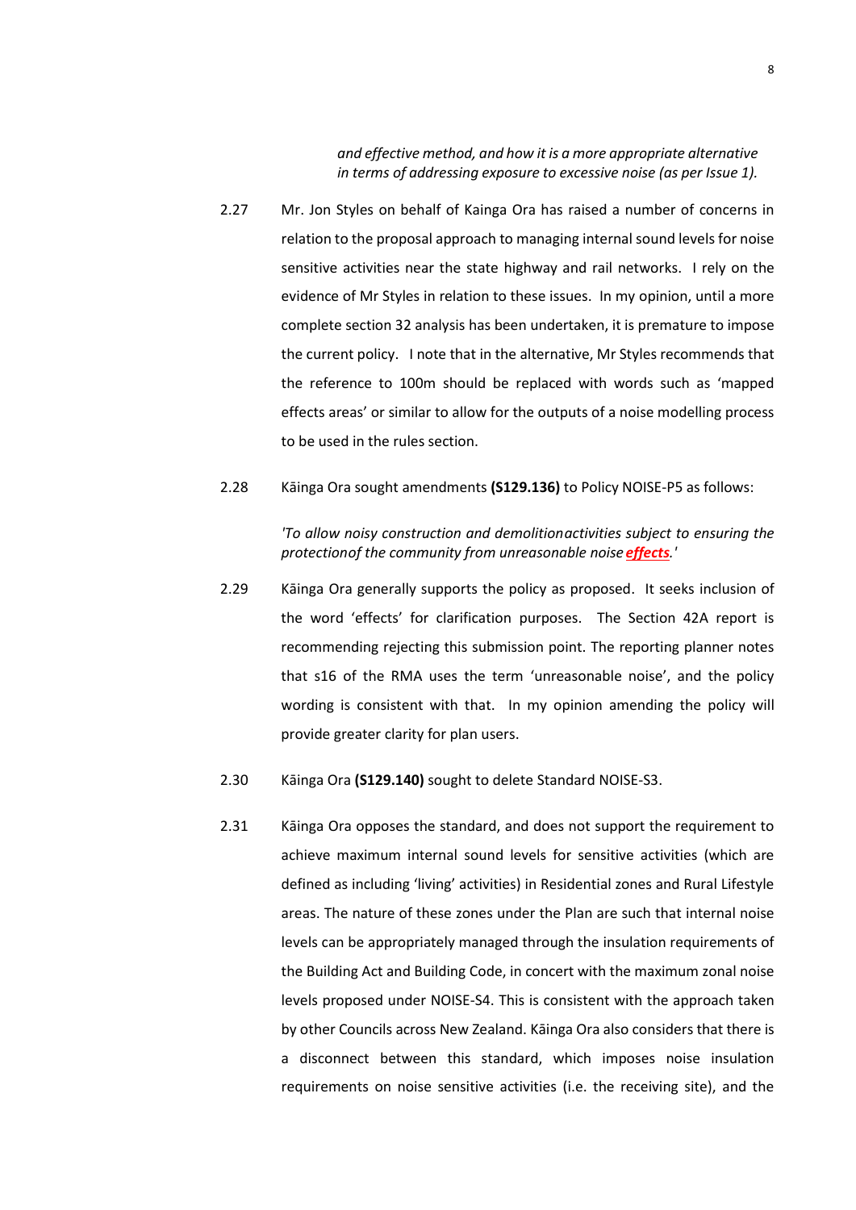*and effective method, and how it is a more appropriate alternative in terms of addressing exposure to excessive noise (as per Issue 1).*

2.27 Mr. Jon Styles on behalf of Kainga Ora has raised a number of concerns in relation to the proposal approach to managing internal sound levels for noise sensitive activities near the state highway and rail networks. I rely on the evidence of Mr Styles in relation to these issues. In my opinion, until a more complete section 32 analysis has been undertaken, it is premature to impose the current policy. I note that in the alternative, Mr Styles recommends that the reference to 100m should be replaced with words such as 'mapped effects areas' or similar to allow for the outputs of a noise modelling process to be used in the rules section.

2.28 Kāinga Ora sought amendments **(S129.136)** to Policy NOISE-P5 as follows:

*'To allow noisy construction and demolitionactivities subject to ensuring the protectionof the community from unreasonable noise **effects**.'*

2.29 Kāinga Ora generally supports the policy as proposed. It seeks inclusion of the word 'effects' for clarification purposes. The Section 42A report is recommending rejecting this submission point. The reporting planner notes that s16 of the RMA uses the term 'unreasonable noise', and the policy wording is consistent with that. In my opinion amending the policy will provide greater clarity for plan users.

2.30 Kāinga Ora **(S129.140)** sought to delete Standard NOISE-S3.

2.31 Kāinga Ora opposes the standard, and does not support the requirement to achieve maximum internal sound levels for sensitive activities (which are defined as including 'living' activities) in Residential zones and Rural Lifestyle areas. The nature of these zones under the Plan are such that internal noise levels can be appropriately managed through the insulation requirements of the Building Act and Building Code, in concert with the maximum zonal noise levels proposed under NOISE-S4. This is consistent with the approach taken by other Councils across New Zealand. Kāinga Ora also considers that there is a disconnect between this standard, which imposes noise insulation requirements on noise sensitive activities (i.e. the receiving site), and the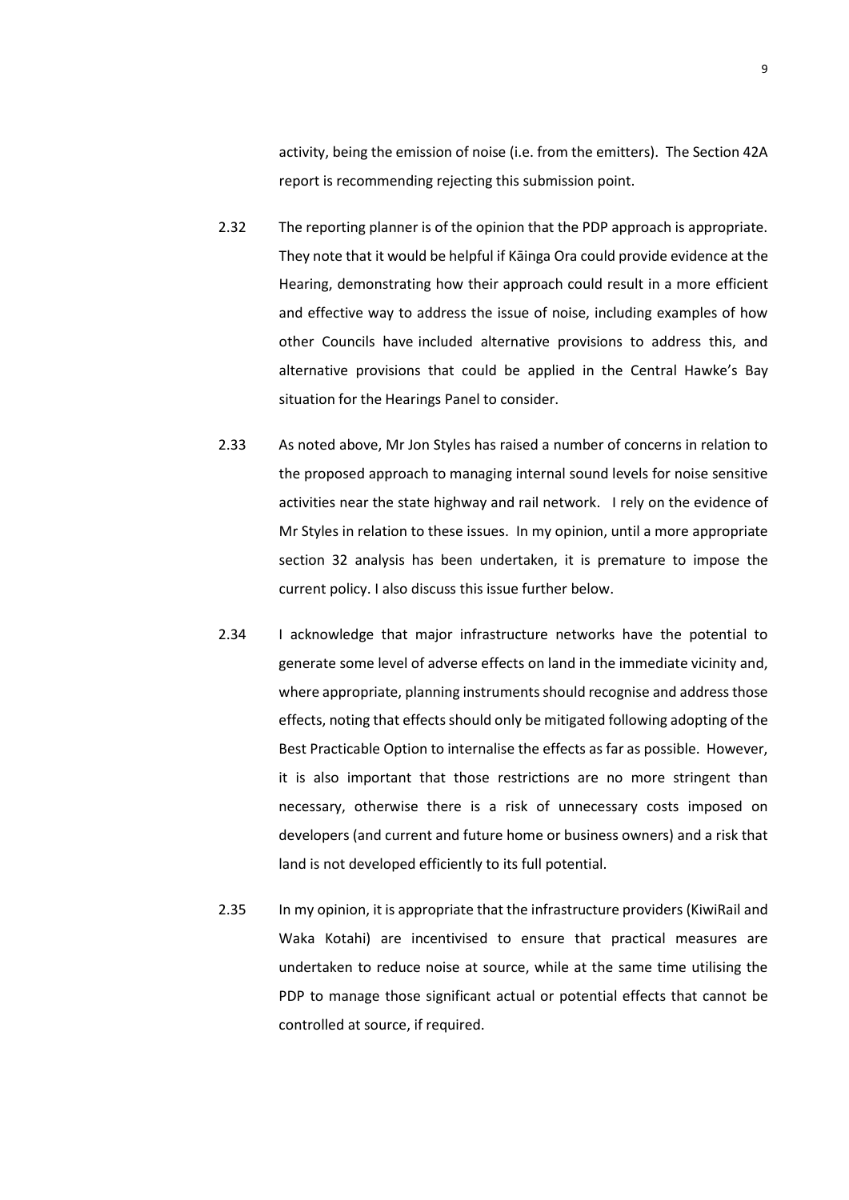activity, being the emission of noise (i.e. from the emitters). The Section 42A report is recommending rejecting this submission point.

2.32 The reporting planner is of the opinion that the PDP approach is appropriate. They note that it would be helpful if Kāinga Ora could provide evidence at the Hearing, demonstrating how their approach could result in a more efficient and effective way to address the issue of noise, including examples of how other Councils have included alternative provisions to address this, and alternative provisions that could be applied in the Central Hawke's Bay situation for the Hearings Panel to consider.

2.33 As noted above, Mr Jon Styles has raised a number of concerns in relation to the proposed approach to managing internal sound levels for noise sensitive activities near the state highway and rail network. I rely on the evidence of Mr Styles in relation to these issues. In my opinion, until a more appropriate section 32 analysis has been undertaken, it is premature to impose the current policy. I also discuss this issue further below.

2.34 I acknowledge that major infrastructure networks have the potential to generate some level of adverse effects on land in the immediate vicinity and, where appropriate, planning instruments should recognise and address those effects, noting that effects should only be mitigated following adopting of the Best Practicable Option to internalise the effects as far as possible. However, it is also important that those restrictions are no more stringent than necessary, otherwise there is a risk of unnecessary costs imposed on developers (and current and future home or business owners) and a risk that land is not developed efficiently to its full potential.

2.35 In my opinion, it is appropriate that the infrastructure providers (KiwiRail and Waka Kotahi) are incentivised to ensure that practical measures are undertaken to reduce noise at source, while at the same time utilising the PDP to manage those significant actual or potential effects that cannot be controlled at source, if required.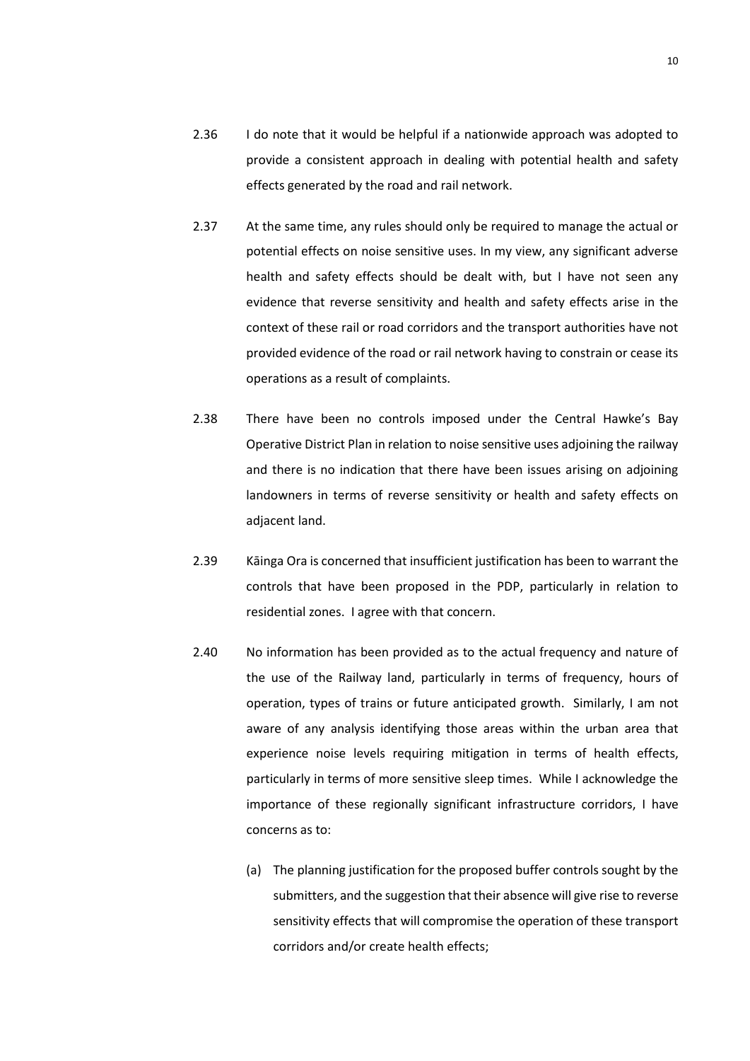2.36 I do note that it would be helpful if a nationwide approach was adopted to provide a consistent approach in dealing with potential health and safety effects generated by the road and rail network.

2.37 At the same time, any rules should only be required to manage the actual or potential effects on noise sensitive uses. In my view, any significant adverse health and safety effects should be dealt with, but I have not seen any evidence that reverse sensitivity and health and safety effects arise in the context of these rail or road corridors and the transport authorities have not provided evidence of the road or rail network having to constrain or cease its operations as a result of complaints.

2.38 There have been no controls imposed under the Central Hawke's Bay Operative District Plan in relation to noise sensitive uses adjoining the railway and there is no indication that there have been issues arising on adjoining landowners in terms of reverse sensitivity or health and safety effects on adjacent land.

2.39 Kāinga Ora is concerned that insufficient justification has been to warrant the controls that have been proposed in the PDP, particularly in relation to residential zones. I agree with that concern.

2.40 No information has been provided as to the actual frequency and nature of the use of the Railway land, particularly in terms of frequency, hours of operation, types of trains or future anticipated growth. Similarly, I am not aware of any analysis identifying those areas within the urban area that experience noise levels requiring mitigation in terms of health effects, particularly in terms of more sensitive sleep times. While I acknowledge the importance of these regionally significant infrastructure corridors, I have concerns as to:

(a) The planning justification for the proposed buffer controls sought by the submitters, and the suggestion that their absence will give rise to reverse sensitivity effects that will compromise the operation of these transport corridors and/or create health effects;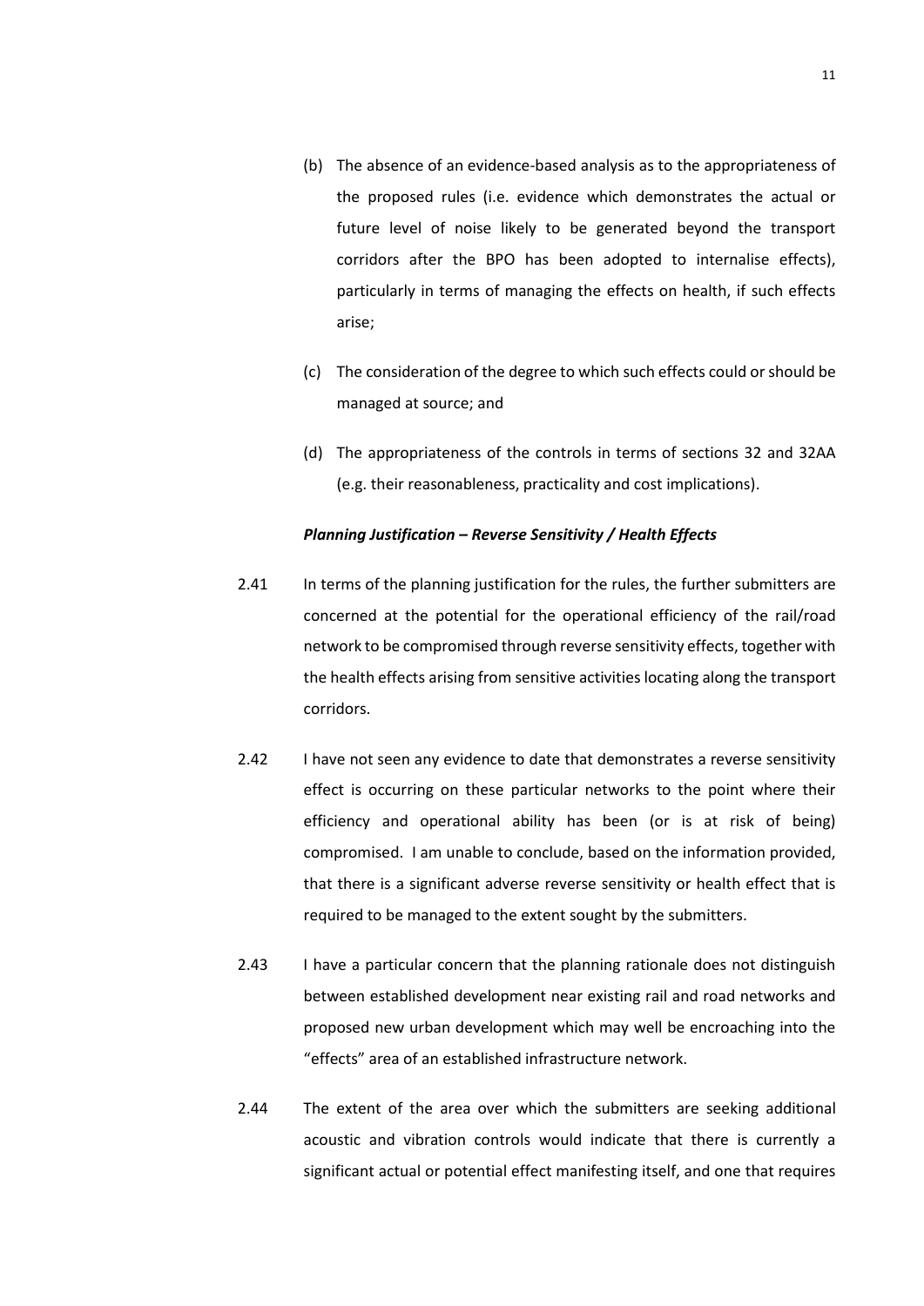(b) The absence of an evidence-based analysis as to the appropriateness of the proposed rules (i.e. evidence which demonstrates the actual or future level of noise likely to be generated beyond the transport corridors after the BPO has been adopted to internalise effects), particularly in terms of managing the effects on health, if such effects arise;

(c) The consideration of the degree to which such effects could or should be managed at source; and

(d) The appropriateness of the controls in terms of sections 32 and 32AA (e.g. their reasonableness, practicality and cost implications).

***Planning Justification – Reverse Sensitivity / Health Effects***

2.41 In terms of the planning justification for the rules, the further submitters are concerned at the potential for the operational efficiency of the rail/road network to be compromised through reverse sensitivity effects, together with the health effects arising from sensitive activities locating along the transport corridors.

2.42 I have not seen any evidence to date that demonstrates a reverse sensitivity effect is occurring on these particular networks to the point where their efficiency and operational ability has been (or is at risk of being) compromised. I am unable to conclude, based on the information provided, that there is a significant adverse reverse sensitivity or health effect that is required to be managed to the extent sought by the submitters.

2.43 I have a particular concern that the planning rationale does not distinguish between established development near existing rail and road networks and proposed new urban development which may well be encroaching into the "effects" area of an established infrastructure network.

2.44 The extent of the area over which the submitters are seeking additional acoustic and vibration controls would indicate that there is currently a significant actual or potential effect manifesting itself, and one that requires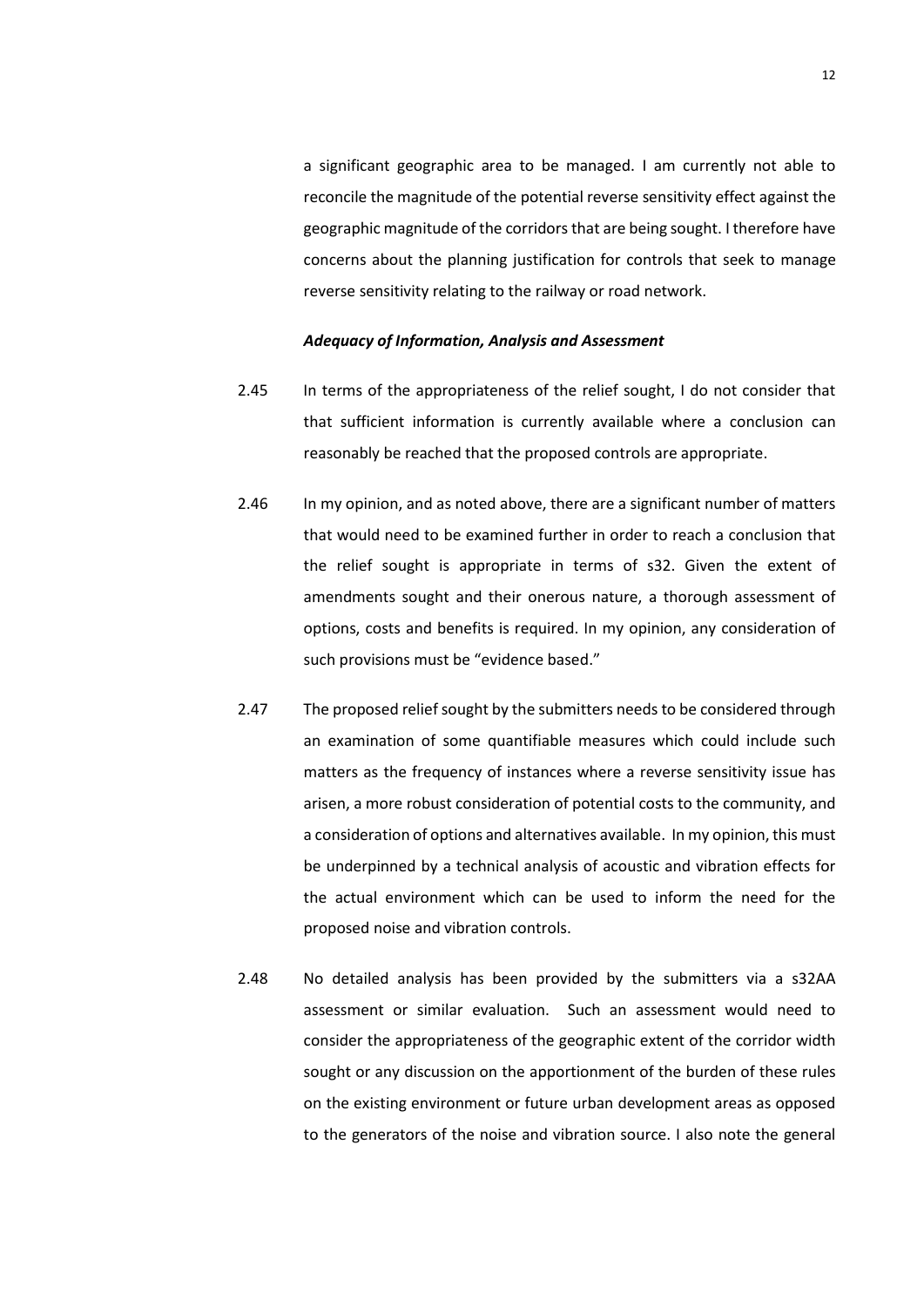a significant geographic area to be managed. I am currently not able to reconcile the magnitude of the potential reverse sensitivity effect against the geographic magnitude of the corridors that are being sought. I therefore have concerns about the planning justification for controls that seek to manage reverse sensitivity relating to the railway or road network.

***Adequacy of Information, Analysis and Assessment***

2.45 In terms of the appropriateness of the relief sought, I do not consider that that sufficient information is currently available where a conclusion can reasonably be reached that the proposed controls are appropriate.

2.46 In my opinion, and as noted above, there are a significant number of matters that would need to be examined further in order to reach a conclusion that the relief sought is appropriate in terms of s32. Given the extent of amendments sought and their onerous nature, a thorough assessment of options, costs and benefits is required. In my opinion, any consideration of such provisions must be "evidence based."

2.47 The proposed relief sought by the submitters needs to be considered through an examination of some quantifiable measures which could include such matters as the frequency of instances where a reverse sensitivity issue has arisen, a more robust consideration of potential costs to the community, and a consideration of options and alternatives available. In my opinion, this must be underpinned by a technical analysis of acoustic and vibration effects for the actual environment which can be used to inform the need for the proposed noise and vibration controls.

2.48 No detailed analysis has been provided by the submitters via a s32AA assessment or similar evaluation. Such an assessment would need to consider the appropriateness of the geographic extent of the corridor width sought or any discussion on the apportionment of the burden of these rules on the existing environment or future urban development areas as opposed to the generators of the noise and vibration source. I also note the general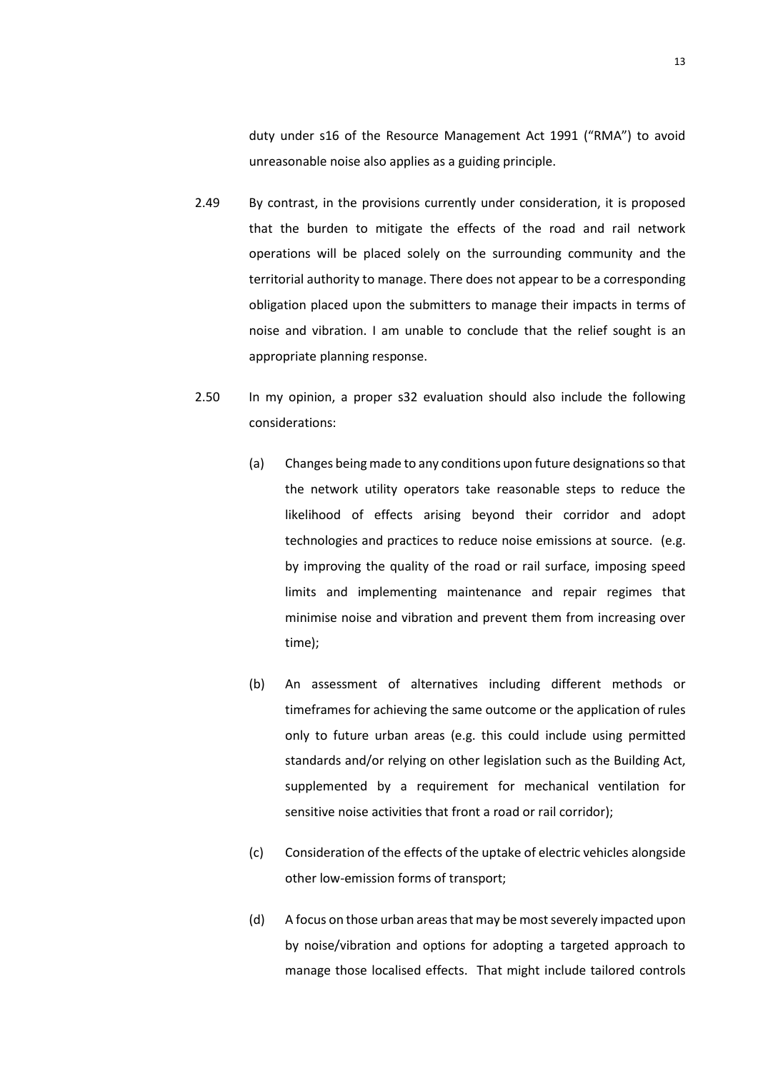duty under s16 of the Resource Management Act 1991 ("RMA") to avoid unreasonable noise also applies as a guiding principle.

2.49 By contrast, in the provisions currently under consideration, it is proposed that the burden to mitigate the effects of the road and rail network operations will be placed solely on the surrounding community and the territorial authority to manage. There does not appear to be a corresponding obligation placed upon the submitters to manage their impacts in terms of noise and vibration. I am unable to conclude that the relief sought is an appropriate planning response.

2.50 In my opinion, a proper s32 evaluation should also include the following considerations:

(a) Changes being made to any conditions upon future designations so that the network utility operators take reasonable steps to reduce the likelihood of effects arising beyond their corridor and adopt technologies and practices to reduce noise emissions at source. (e.g. by improving the quality of the road or rail surface, imposing speed limits and implementing maintenance and repair regimes that minimise noise and vibration and prevent them from increasing over time);

(b) An assessment of alternatives including different methods or timeframes for achieving the same outcome or the application of rules only to future urban areas (e.g. this could include using permitted standards and/or relying on other legislation such as the Building Act, supplemented by a requirement for mechanical ventilation for sensitive noise activities that front a road or rail corridor);

(c) Consideration of the effects of the uptake of electric vehicles alongside other low-emission forms of transport;

(d) A focus on those urban areas that may be most severely impacted upon by noise/vibration and options for adopting a targeted approach to manage those localised effects. That might include tailored controls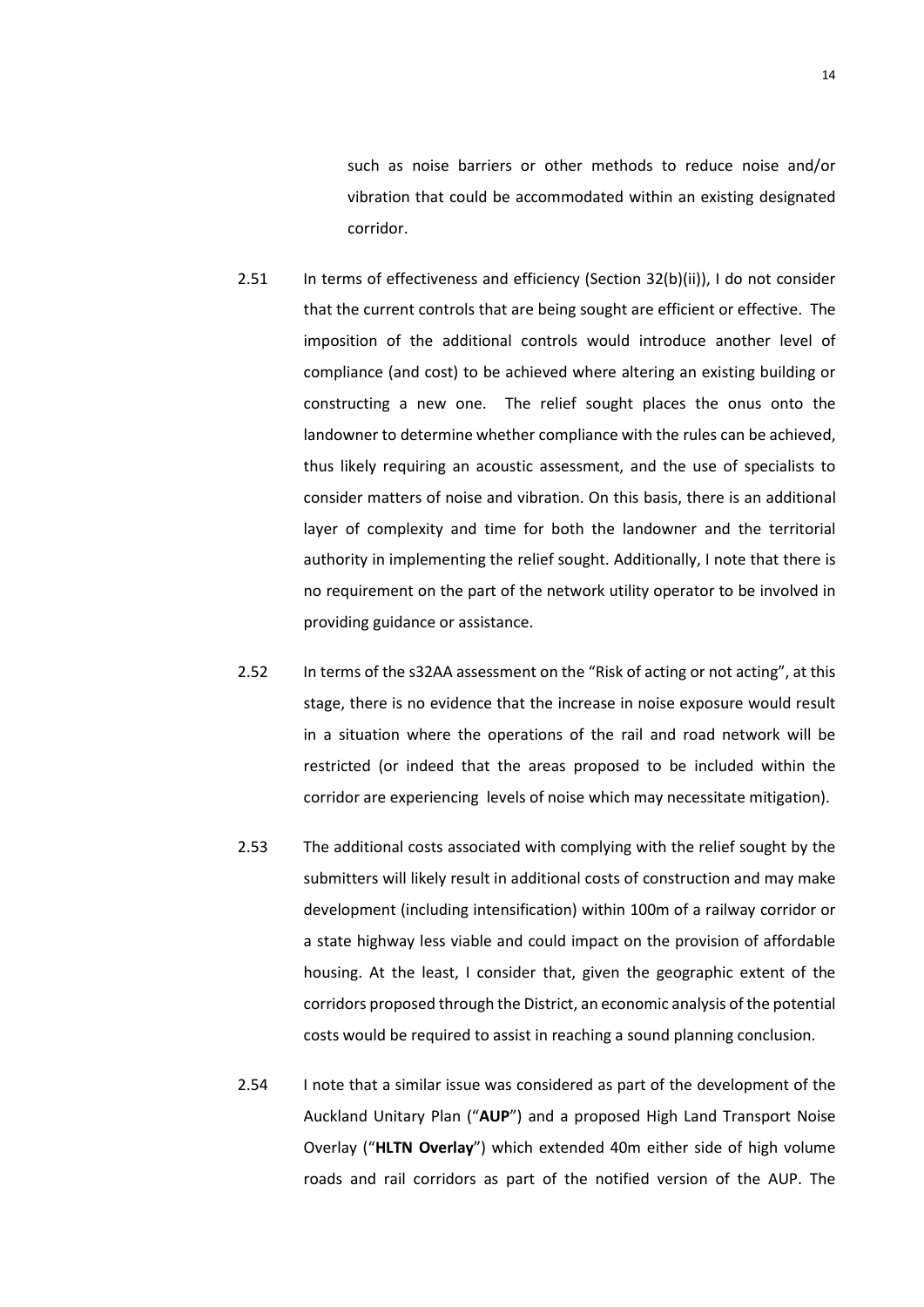such as noise barriers or other methods to reduce noise and/or vibration that could be accommodated within an existing designated corridor.

2.51 In terms of effectiveness and efficiency (Section 32(b)(ii)), I do not consider that the current controls that are being sought are efficient or effective. The imposition of the additional controls would introduce another level of compliance (and cost) to be achieved where altering an existing building or constructing a new one. The relief sought places the onus onto the landowner to determine whether compliance with the rules can be achieved, thus likely requiring an acoustic assessment, and the use of specialists to consider matters of noise and vibration. On this basis, there is an additional layer of complexity and time for both the landowner and the territorial authority in implementing the relief sought. Additionally, I note that there is no requirement on the part of the network utility operator to be involved in providing guidance or assistance.

2.52 In terms of the s32AA assessment on the "Risk of acting or not acting", at this stage, there is no evidence that the increase in noise exposure would result in a situation where the operations of the rail and road network will be restricted (or indeed that the areas proposed to be included within the corridor are experiencing levels of noise which may necessitate mitigation).

2.53 The additional costs associated with complying with the relief sought by the submitters will likely result in additional costs of construction and may make development (including intensification) within 100m of a railway corridor or a state highway less viable and could impact on the provision of affordable housing. At the least, I consider that, given the geographic extent of the corridors proposed through the District, an economic analysis of the potential costs would be required to assist in reaching a sound planning conclusion.

2.54 I note that a similar issue was considered as part of the development of the Auckland Unitary Plan ("**AUP**") and a proposed High Land Transport Noise Overlay ("**HLTN Overlay**") which extended 40m either side of high volume roads and rail corridors as part of the notified version of the AUP. The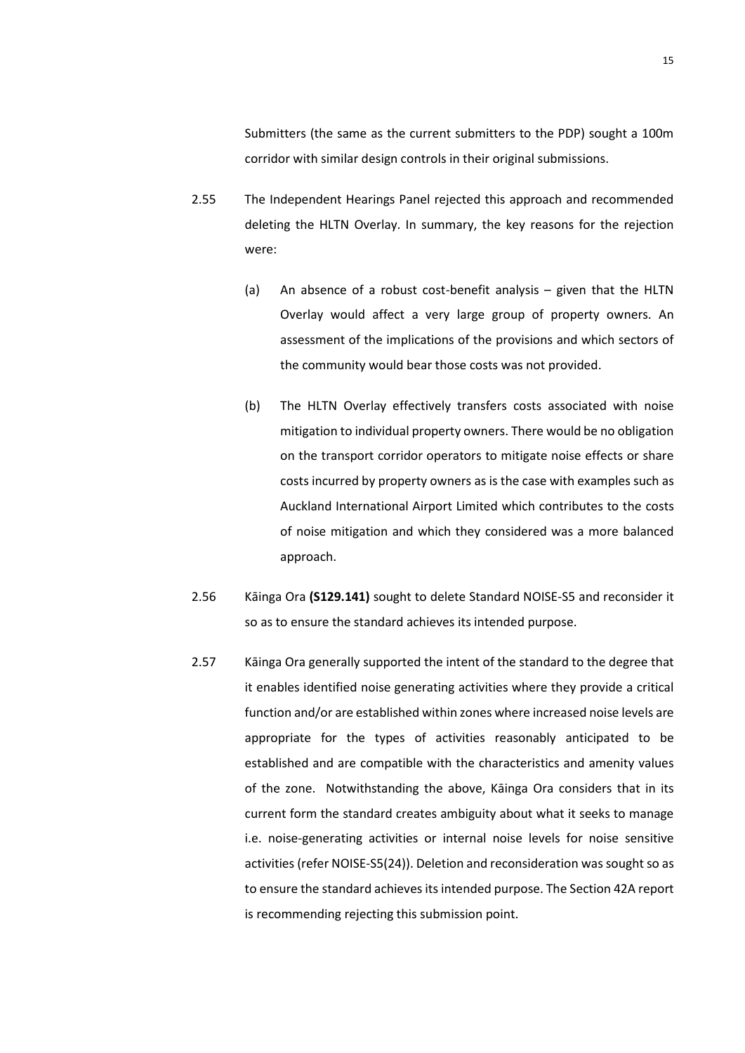Submitters (the same as the current submitters to the PDP) sought a 100m corridor with similar design controls in their original submissions.

2.55 The Independent Hearings Panel rejected this approach and recommended deleting the HLTN Overlay. In summary, the key reasons for the rejection were:

(a) An absence of a robust cost-benefit analysis – given that the HLTN Overlay would affect a very large group of property owners. An assessment of the implications of the provisions and which sectors of the community would bear those costs was not provided.

(b) The HLTN Overlay effectively transfers costs associated with noise mitigation to individual property owners. There would be no obligation on the transport corridor operators to mitigate noise effects or share costs incurred by property owners as is the case with examples such as Auckland International Airport Limited which contributes to the costs of noise mitigation and which they considered was a more balanced approach.

2.56 Kāinga Ora **(S129.141)** sought to delete Standard NOISE-S5 and reconsider it so as to ensure the standard achieves its intended purpose.

2.57 Kāinga Ora generally supported the intent of the standard to the degree that it enables identified noise generating activities where they provide a critical function and/or are established within zones where increased noise levels are appropriate for the types of activities reasonably anticipated to be established and are compatible with the characteristics and amenity values of the zone. Notwithstanding the above, Kāinga Ora considers that in its current form the standard creates ambiguity about what it seeks to manage i.e. noise-generating activities or internal noise levels for noise sensitive activities (refer NOISE-S5(24)). Deletion and reconsideration was sought so as to ensure the standard achieves its intended purpose. The Section 42A report is recommending rejecting this submission point.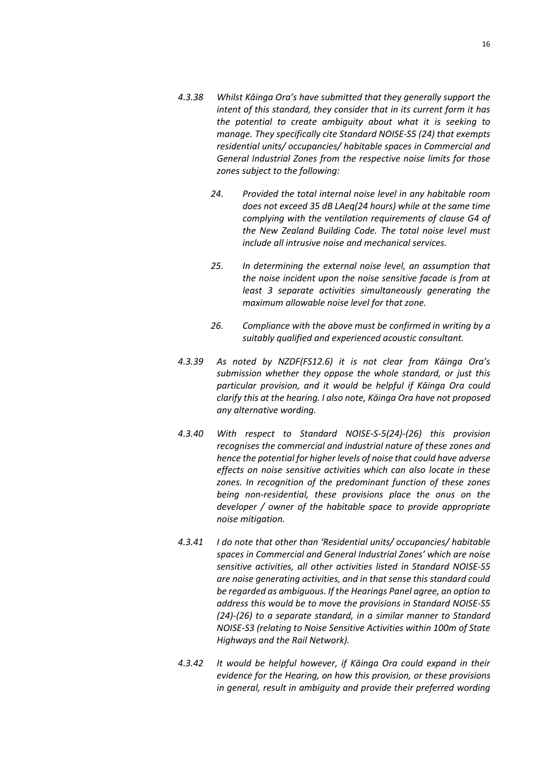*4.3.38 Whilst Kāinga Ora's have submitted that they generally support the intent of this standard, they consider that in its current form it has the potential to create ambiguity about what it is seeking to manage. They specifically cite Standard NOISE-S5 (24) that exempts residential units/ occupancies/ habitable spaces in Commercial and General Industrial Zones from the respective noise limits for those zones subject to the following:*

> *24. Provided the total internal noise level in any habitable room does not exceed 35 dB LAeq(24 hours) while at the same time complying with the ventilation requirements of clause G4 of the New Zealand Building Code. The total noise level must include all intrusive noise and mechanical services.*
>
> *25. In determining the external noise level, an assumption that the noise incident upon the noise sensitive facade is from at least 3 separate activities simultaneously generating the maximum allowable noise level for that zone.*
>
> *26. Compliance with the above must be confirmed in writing by a suitably qualified and experienced acoustic consultant.*

*4.3.39 As noted by NZDF(FS12.6) it is not clear from Kāinga Ora's submission whether they oppose the whole standard, or just this particular provision, and it would be helpful if Kāinga Ora could clarify this at the hearing. I also note, Kāinga Ora have not proposed any alternative wording.*

*4.3.40 With respect to Standard NOISE-S-5(24)-(26) this provision recognises the commercial and industrial nature of these zones and hence the potential for higher levels of noise that could have adverse effects on noise sensitive activities which can also locate in these zones. In recognition of the predominant function of these zones being non-residential, these provisions place the onus on the developer / owner of the habitable space to provide appropriate noise mitigation.*

*4.3.41 I do note that other than 'Residential units/ occupancies/ habitable spaces in Commercial and General Industrial Zones' which are noise sensitive activities, all other activities listed in Standard NOISE-S5 are noise generating activities, and in that sense this standard could be regarded as ambiguous. If the Hearings Panel agree, an option to address this would be to move the provisions in Standard NOISE-S5 (24)-(26) to a separate standard, in a similar manner to Standard NOISE-S3 (relating to Noise Sensitive Activities within 100m of State Highways and the Rail Network).*

*4.3.42 It would be helpful however, if Kāinga Ora could expand in their evidence for the Hearing, on how this provision, or these provisions in general, result in ambiguity and provide their preferred wording*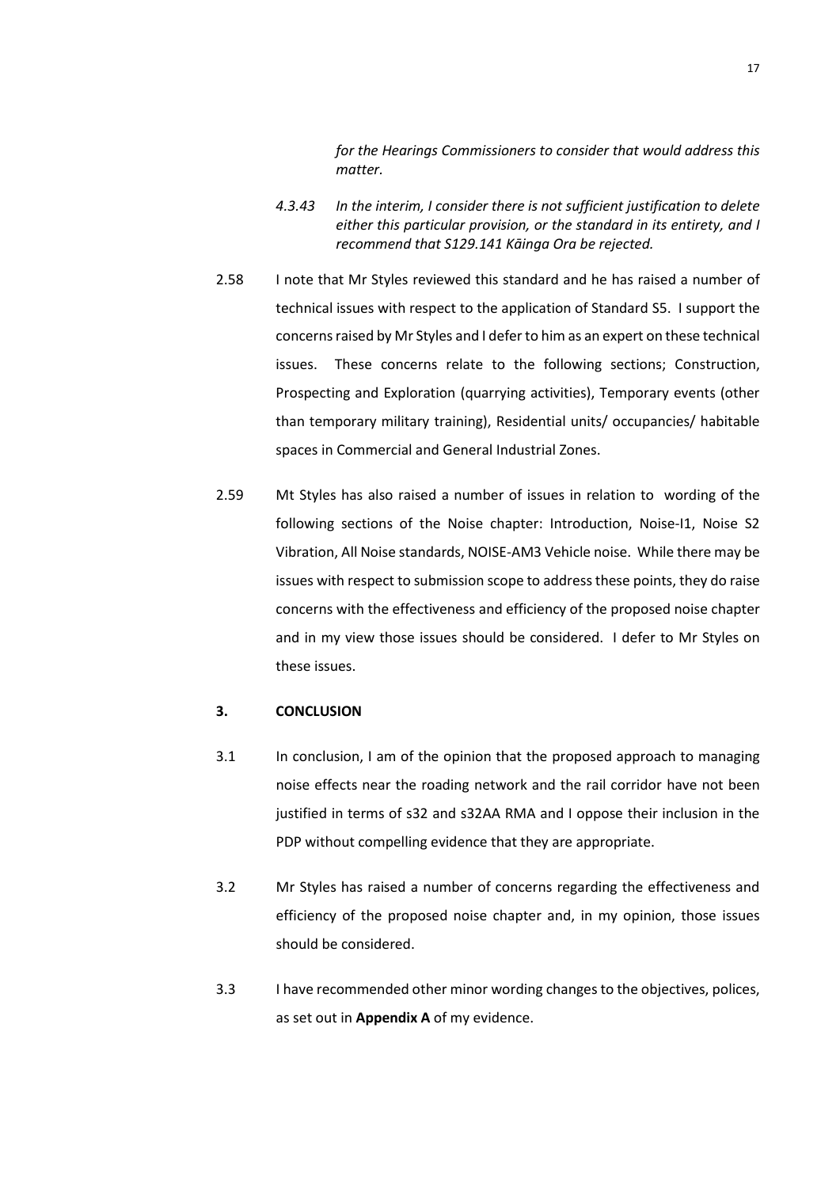> *for the Hearings Commissioners to consider that would address this matter.*
>
> *4.3.43 In the interim, I consider there is not sufficient justification to delete either this particular provision, or the standard in its entirety, and I recommend that S129.141 Kāinga Ora be rejected.*

2.58 I note that Mr Styles reviewed this standard and he has raised a number of technical issues with respect to the application of Standard S5. I support the concerns raised by Mr Styles and I defer to him as an expert on these technical issues. These concerns relate to the following sections; Construction, Prospecting and Exploration (quarrying activities), Temporary events (other than temporary military training), Residential units/ occupancies/ habitable spaces in Commercial and General Industrial Zones.

2.59 Mt Styles has also raised a number of issues in relation to wording of the following sections of the Noise chapter: Introduction, Noise-I1, Noise S2 Vibration, All Noise standards, NOISE-AM3 Vehicle noise. While there may be issues with respect to submission scope to address these points, they do raise concerns with the effectiveness and efficiency of the proposed noise chapter and in my view those issues should be considered. I defer to Mr Styles on these issues.

## 3. CONCLUSION

3.1 In conclusion, I am of the opinion that the proposed approach to managing noise effects near the roading network and the rail corridor have not been justified in terms of s32 and s32AA RMA and I oppose their inclusion in the PDP without compelling evidence that they are appropriate.

3.2 Mr Styles has raised a number of concerns regarding the effectiveness and efficiency of the proposed noise chapter and, in my opinion, those issues should be considered.

3.3 I have recommended other minor wording changes to the objectives, polices, as set out in **Appendix A** of my evidence.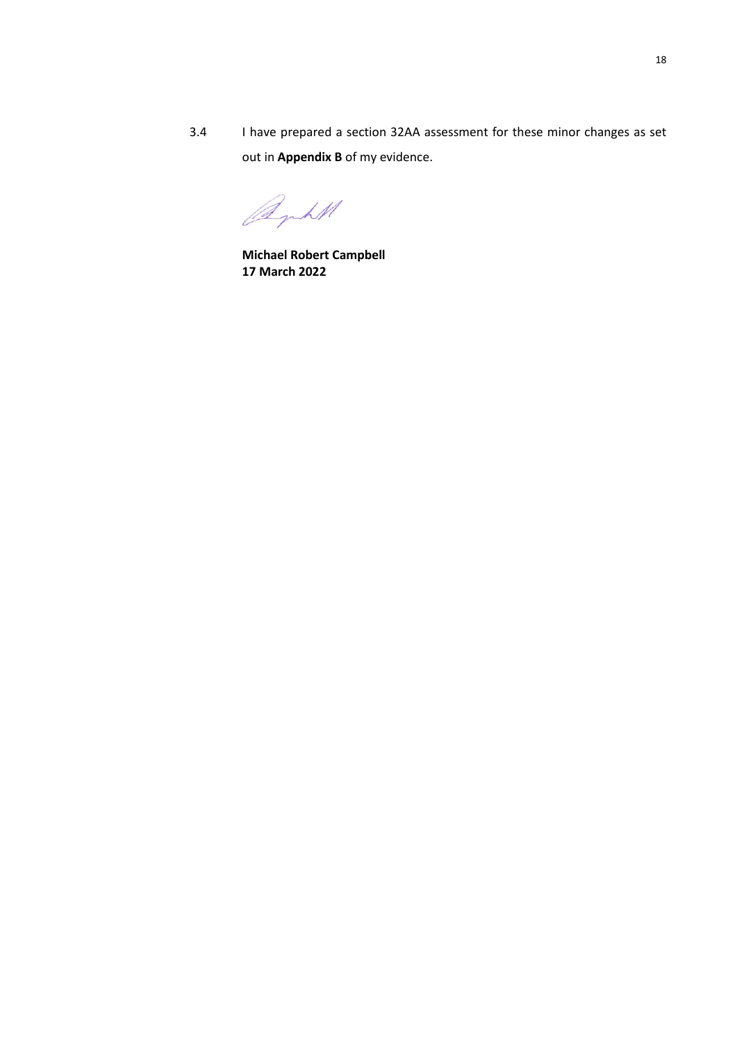3.4 I have prepared a section 32AA assessment for these minor changes as set out in **Appendix B** of my evidence.

**Michael Robert Campbell**
**17 March 2022**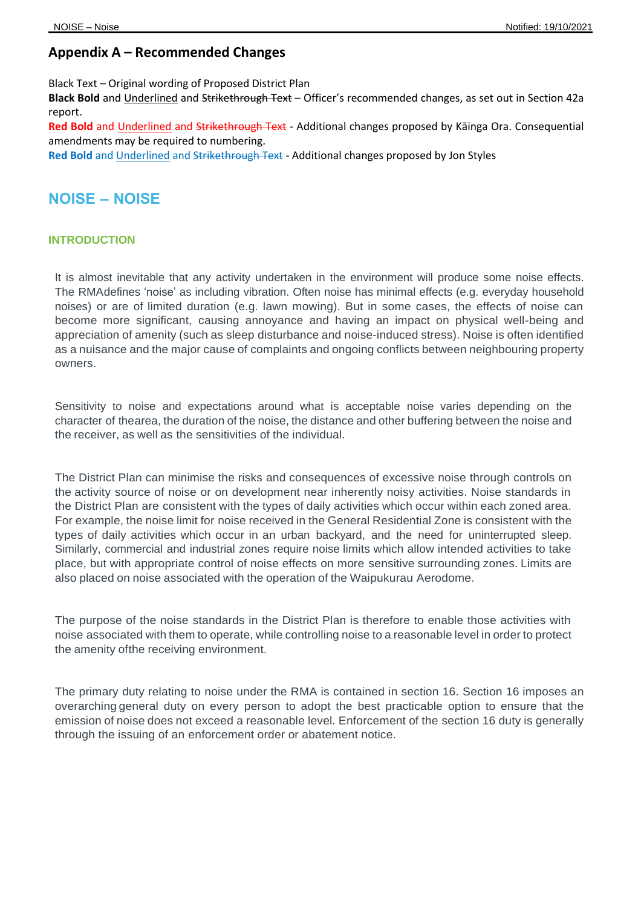## Appendix A – Recommended Changes

Black Text – Original wording of Proposed District Plan

**Black Bold** and <u>Underlined</u> and ~~Strikethrough Text~~ – Officer's recommended changes, as set out in Section 42a report.

**Red Bold** and <u>Underlined</u> and ~~Strikethrough Text~~ - Additional changes proposed by Kāinga Ora. Consequential amendments may be required to numbering.

**Red Bold** and <u>Underlined</u> and ~~Strikethrough Text~~ - Additional changes proposed by Jon Styles

# NOISE – NOISE

### INTRODUCTION

It is almost inevitable that any activity undertaken in the environment will produce some noise effects. The RMAdefines 'noise' as including vibration. Often noise has minimal effects (e.g. everyday household noises) or are of limited duration (e.g. lawn mowing). But in some cases, the effects of noise can become more significant, causing annoyance and having an impact on physical well-being and appreciation of amenity (such as sleep disturbance and noise-induced stress). Noise is often identified as a nuisance and the major cause of complaints and ongoing conflicts between neighbouring property owners.

Sensitivity to noise and expectations around what is acceptable noise varies depending on the character of thearea, the duration of the noise, the distance and other buffering between the noise and the receiver, as well as the sensitivities of the individual.

The District Plan can minimise the risks and consequences of excessive noise through controls on the activity source of noise or on development near inherently noisy activities. Noise standards in the District Plan are consistent with the types of daily activities which occur within each zoned area. For example, the noise limit for noise received in the General Residential Zone is consistent with the types of daily activities which occur in an urban backyard, and the need for uninterrupted sleep. Similarly, commercial and industrial zones require noise limits which allow intended activities to take place, but with appropriate control of noise effects on more sensitive surrounding zones. Limits are also placed on noise associated with the operation of the Waipukurau Aerodome.

The purpose of the noise standards in the District Plan is therefore to enable those activities with noise associated with them to operate, while controlling noise to a reasonable level in order to protect the amenity ofthe receiving environment.

The primary duty relating to noise under the RMA is contained in section 16. Section 16 imposes an overarching general duty on every person to adopt the best practicable option to ensure that the emission of noise does not exceed a reasonable level. Enforcement of the section 16 duty is generally through the issuing of an enforcement order or abatement notice.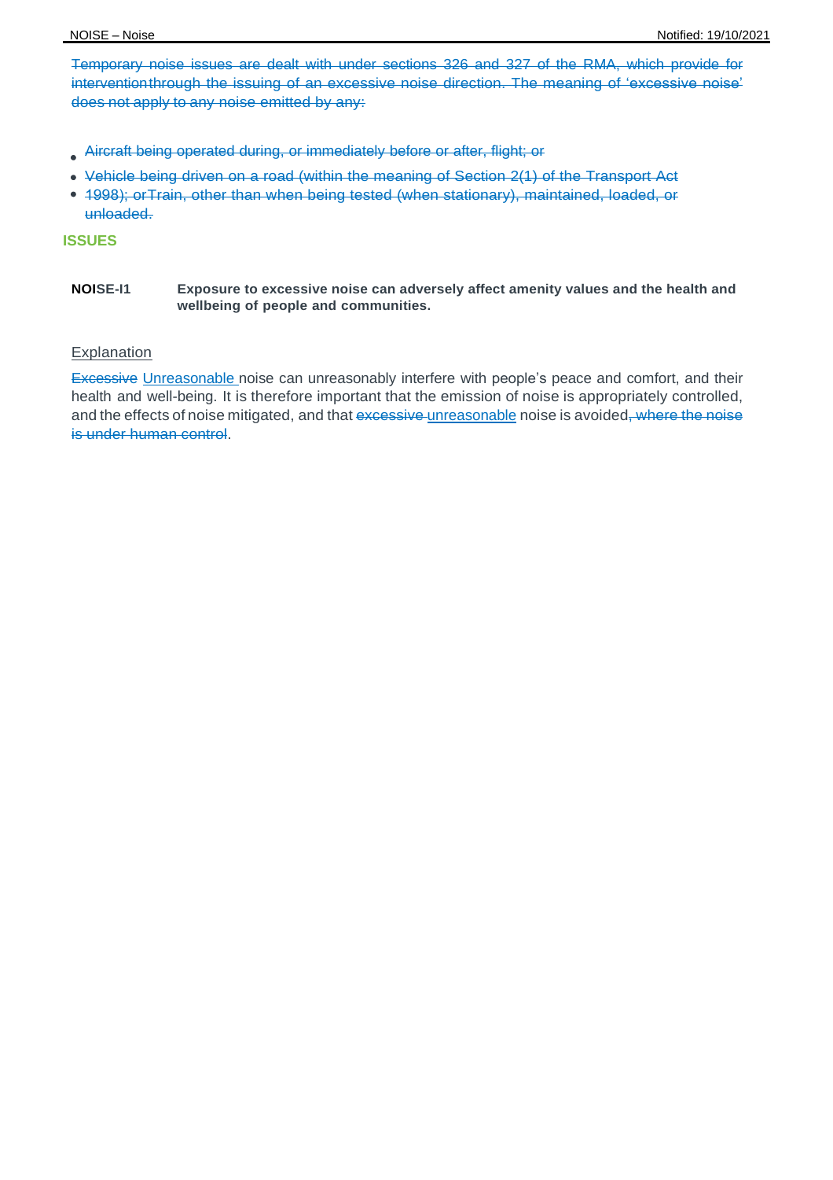~~Temporary noise issues are dealt with under sections 326 and 327 of the RMA, which provide for intervention through the issuing of an excessive noise direction. The meaning of 'excessive noise' does not apply to any noise emitted by any:~~

- ~~Aircraft being operated during, or immediately before or after, flight; or~~
- ~~Vehicle being driven on a road (within the meaning of Section 2(1) of the Transport Act~~
- ~~1998); or Train, other than when being tested (when stationary), maintained, loaded, or unloaded.~~

## ISSUES

**NOISE-I1** **Exposure to excessive noise can adversely affect amenity values and the health and wellbeing of people and communities.**

Explanation

~~Excessive~~ Unreasonable noise can unreasonably interfere with people's peace and comfort, and their health and well-being. It is therefore important that the emission of noise is appropriately controlled, and the effects of noise mitigated, and that ~~excessive~~ unreasonable noise is avoided~~, where the noise is under human control~~.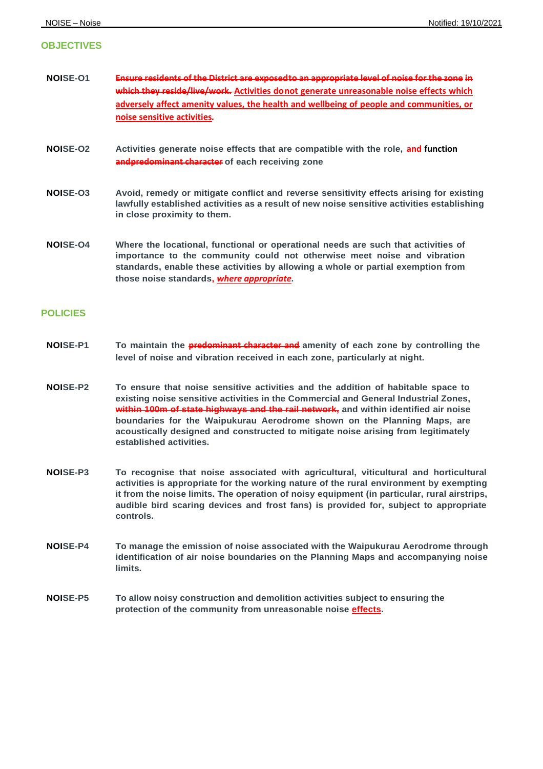## OBJECTIVES

| | |
|---|---|
| **NOISE-O1** | ~~Ensure residents of the District are exposedto an appropriate level of noise for the zone in which they reside/live/work.~~ Activities donot generate unreasonable noise effects which adversely affect amenity values, the health and wellbeing of people and communities, or noise sensitive activities. |
| **NOISE-O2** | **Activities generate noise effects that are compatible with the role, and function ~~andpredominant character~~ of each receiving zone** |
| **NOISE-O3** | **Avoid, remedy or mitigate conflict and reverse sensitivity effects arising for existing lawfully established activities as a result of new noise sensitive activities establishing in close proximity to them.** |
| **NOISE-O4** | **Where the locational, functional or operational needs are such that activities of importance to the community could not otherwise meet noise and vibration standards, enable these activities by allowing a whole or partial exemption from those noise standards, *where appropriate*.** |

## POLICIES

| | |
|---|---|
| **NOISE-P1** | **To maintain the ~~predominant character and~~ amenity of each zone by controlling the level of noise and vibration received in each zone, particularly at night.** |
| **NOISE-P2** | **To ensure that noise sensitive activities and the addition of habitable space to existing noise sensitive activities in the Commercial and General Industrial Zones, ~~within 100m of state highways and the rail network,~~ and within identified air noise boundaries for the Waipukurau Aerodrome shown on the Planning Maps, are acoustically designed and constructed to mitigate noise arising from legitimately established activities.** |
| **NOISE-P3** | **To recognise that noise associated with agricultural, viticultural and horticultural activities is appropriate for the working nature of the rural environment by exempting it from the noise limits. The operation of noisy equipment (in particular, rural airstrips, audible bird scaring devices and frost fans) is provided for, subject to appropriate controls.** |
| **NOISE-P4** | **To manage the emission of noise associated with the Waipukurau Aerodrome through identification of air noise boundaries on the Planning Maps and accompanying noise limits.** |
| **NOISE-P5** | **To allow noisy construction and demolition activities subject to ensuring the protection of the community from unreasonable noise effects.** |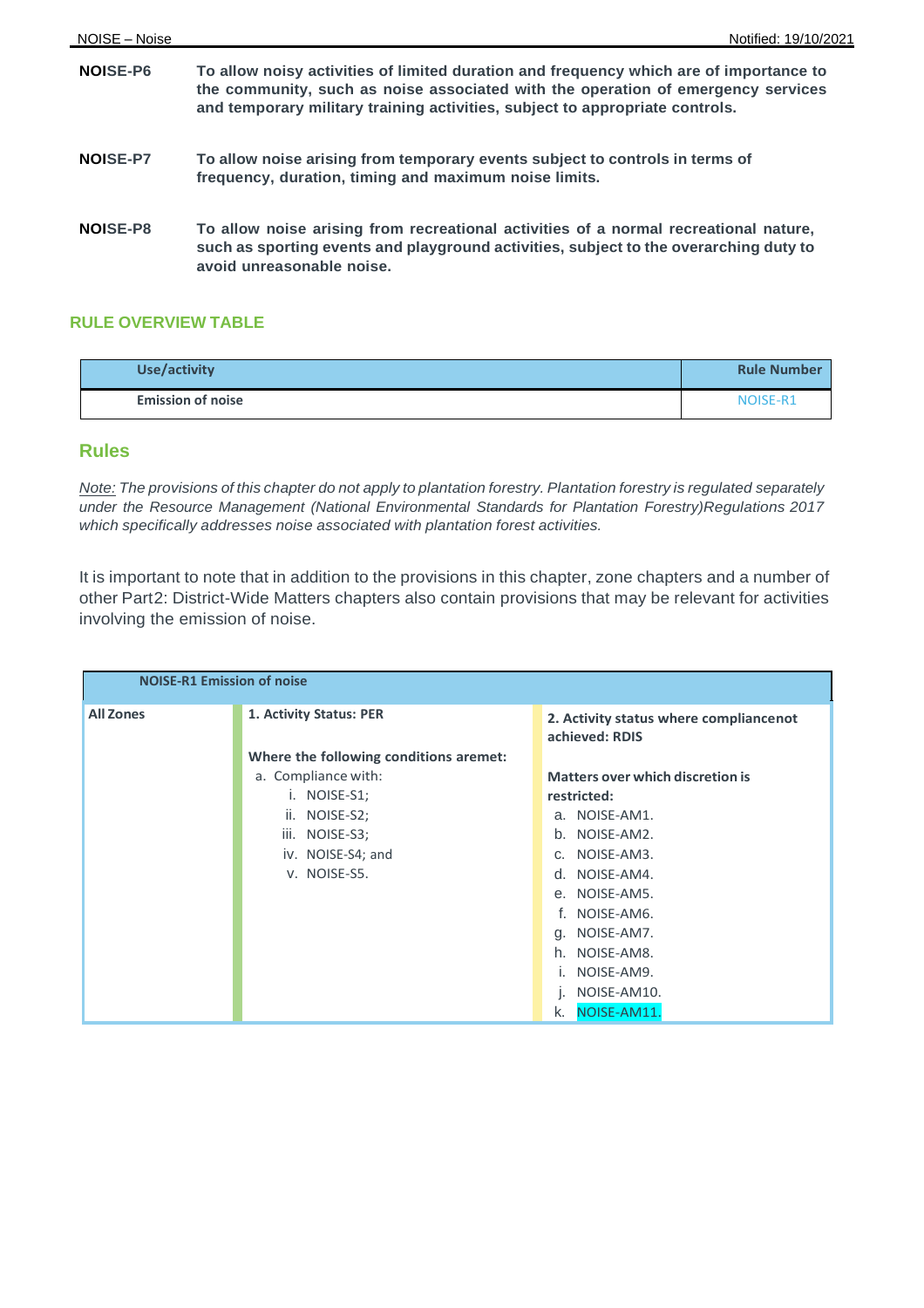**NOISE-P6** **To allow noisy activities of limited duration and frequency which are of importance to the community, such as noise associated with the operation of emergency services and temporary military training activities, subject to appropriate controls.**

**NOISE-P7** **To allow noise arising from temporary events subject to controls in terms of frequency, duration, timing and maximum noise limits.**

**NOISE-P8** **To allow noise arising from recreational activities of a normal recreational nature, such as sporting events and playground activities, subject to the overarching duty to avoid unreasonable noise.**

### RULE OVERVIEW TABLE

| Use/activity | Rule Number |
|---|---|
| Emission of noise | NOISE-R1 |

## Rules

*Note: The provisions of this chapter do not apply to plantation forestry. Plantation forestry is regulated separately under the Resource Management (National Environmental Standards for Plantation Forestry)Regulations 2017 which specifically addresses noise associated with plantation forest activities.*

It is important to note that in addition to the provisions in this chapter, zone chapters and a number of other Part2: District-Wide Matters chapters also contain provisions that may be relevant for activities involving the emission of noise.

| NOISE-R1 Emission of noise | | |
|---|---|---|
| **All Zones** | **1. Activity Status: PER**<br><br>**Where the following conditions aremet:**<br>a. Compliance with:<br>i. NOISE-S1;<br>ii. NOISE-S2;<br>iii. NOISE-S3;<br>iv. NOISE-S4; and<br>v. NOISE-S5. | **2. Activity status where compliancenot achieved: RDIS**<br><br>**Matters over which discretion is restricted:**<br>a. NOISE-AM1.<br>b. NOISE-AM2.<br>c. NOISE-AM3.<br>d. NOISE-AM4.<br>e. NOISE-AM5.<br>f. NOISE-AM6.<br>g. NOISE-AM7.<br>h. NOISE-AM8.<br>i. NOISE-AM9.<br>j. NOISE-AM10.<br>k. NOISE-AM11. |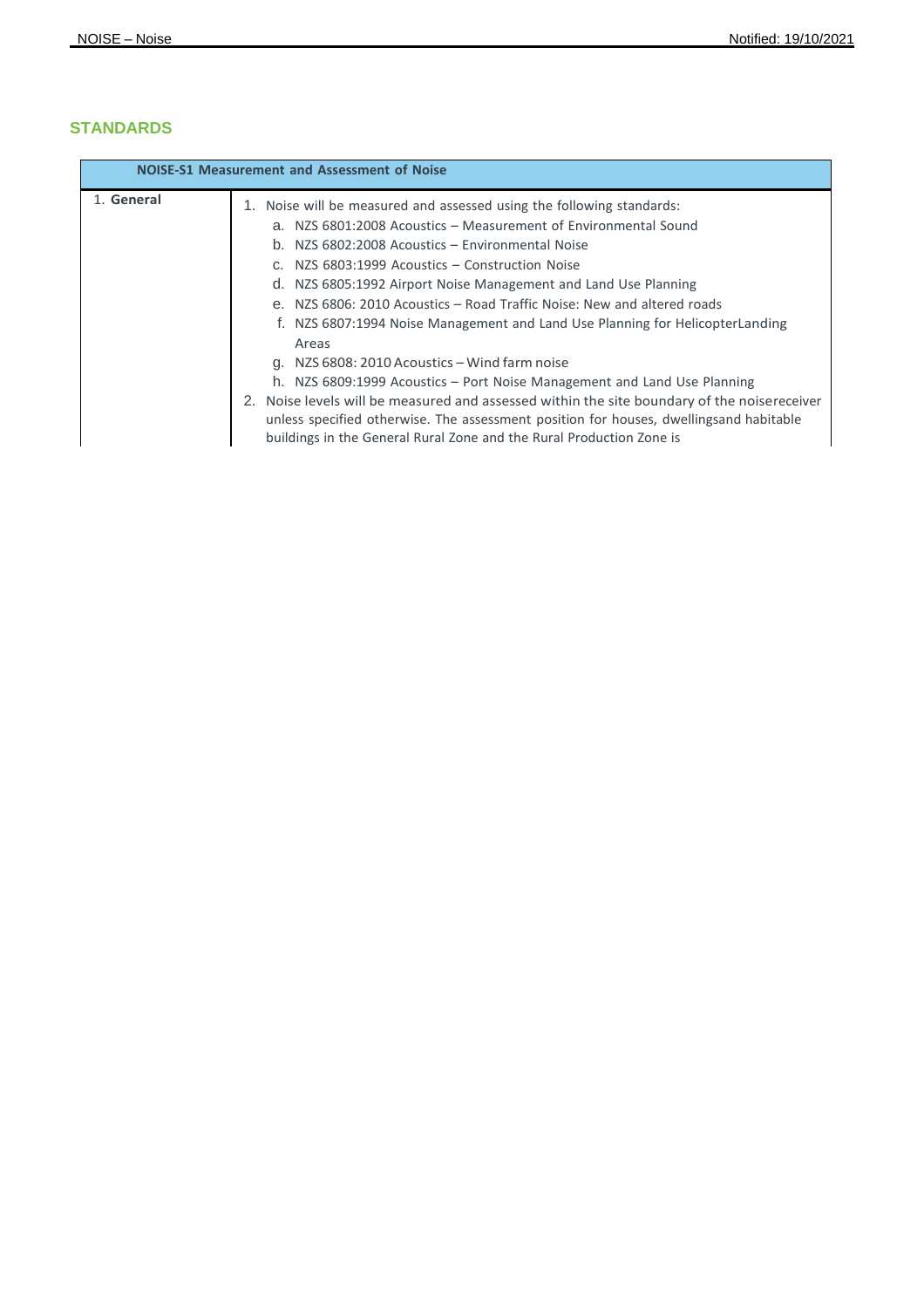## STANDARDS

| NOISE-S1 Measurement and Assessment of Noise | |
|---|---|
| 1. **General** | 1. Noise will be measured and assessed using the following standards:<br>a. NZS 6801:2008 Acoustics – Measurement of Environmental Sound<br>b. NZS 6802:2008 Acoustics – Environmental Noise<br>c. NZS 6803:1999 Acoustics – Construction Noise<br>d. NZS 6805:1992 Airport Noise Management and Land Use Planning<br>e. NZS 6806: 2010 Acoustics – Road Traffic Noise: New and altered roads<br>f. NZS 6807:1994 Noise Management and Land Use Planning for HelicopterLanding Areas<br>g. NZS 6808: 2010 Acoustics – Wind farm noise<br>h. NZS 6809:1999 Acoustics – Port Noise Management and Land Use Planning<br>2. Noise levels will be measured and assessed within the site boundary of the noisereceiver unless specified otherwise. The assessment position for houses, dwellingsand habitable buildings in the General Rural Zone and the Rural Production Zone is |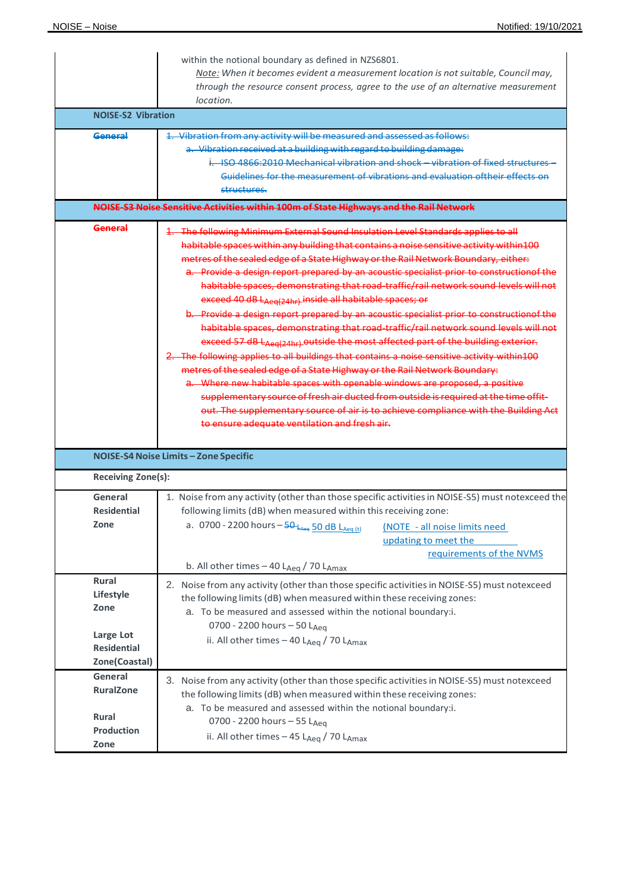| | |
|---|---|
| | within the notional boundary as defined in NZS6801. <br> _Note:_ *When it becomes evident a measurement location is not suitable, Council may, through the resource consent process, agree to the use of an alternative measurement location.* |
| **NOISE-S2 Vibration** | |
| ~~**General**~~ | ~~1. Vibration from any activity will be measured and assessed as follows:~~ <br> ~~a. Vibration received at a building with regard to building damage:~~ <br> ~~i. ISO 4866:2010 Mechanical vibration and shock – vibration of fixed structures – Guidelines for the measurement of vibrations and evaluation oftheir effects on structures.~~ |
| ~~**NOISE-S3 Noise Sensitive Activities within 100m of State Highways and the Rail Network**~~ | |
| ~~**General**~~ | ~~1. The following Minimum External Sound Insulation Level Standards applies to all habitable spaces within any building that contains a noise sensitive activity within100 metres of the sealed edge of a State Highway or the Rail Network Boundary, either:~~ <br> ~~a. Provide a design report prepared by an acoustic specialist prior to constructionof the habitable spaces, demonstrating that road-traffic/rail network sound levels will not exceed 40 dB $L_{Aeq(24hr)}$ inside all habitable spaces; or~~ <br> ~~b. Provide a design report prepared by an acoustic specialist prior to constructionof the habitable spaces, demonstrating that road-traffic/rail network sound levels will not exceed 57 dB $L_{Aeq(24hr)}$ outside the most affected part of the building exterior.~~ <br> ~~2. The following applies to all buildings that contains a noise sensitive activity within100 metres of the sealed edge of a State Highway or the Rail Network Boundary:~~ <br> ~~a. Where new habitable spaces with openable windows are proposed, a positive supplementary source of fresh air ducted from outside is required at the time offit-out. The supplementary source of air is to achieve compliance with the Building Act to ensure adequate ventilation and fresh air.~~ |
| **NOISE-S4 Noise Limits – Zone Specific** | |
| **Receiving Zone(s):** | |
| **General Residential Zone** | 1. Noise from any activity (other than those specific activities in NOISE-S5) must notexceed the following limits (dB) when measured within this receiving zone: <br> a. 0700 - 2200 hours – ~~50 $L_{Aeq}$~~ 50 dB $L_{Aeq\,(t)}$ (NOTE - all noise limits need updating to meet the requirements of the NVMS <br> b. All other times – 40 $L_{Aeq}$ / 70 $L_{Amax}$ |
| **Rural Lifestyle Zone** <br><br> **Large Lot Residential Zone(Coastal)** | 2. Noise from any activity (other than those specific activities in NOISE-S5) must notexceed the following limits (dB) when measured within these receiving zones: <br> a. To be measured and assessed within the notional boundary:i. 0700 - 2200 hours – 50 $L_{Aeq}$ <br> ii. All other times – 40 $L_{Aeq}$ / 70 $L_{Amax}$ |
| **General RuralZone** <br><br> **Rural Production Zone** | 3. Noise from any activity (other than those specific activities in NOISE-S5) must notexceed the following limits (dB) when measured within these receiving zones: <br> a. To be measured and assessed within the notional boundary:i. 0700 - 2200 hours – 55 $L_{Aeq}$ <br> ii. All other times – 45 $L_{Aeq}$ / 70 $L_{Amax}$ |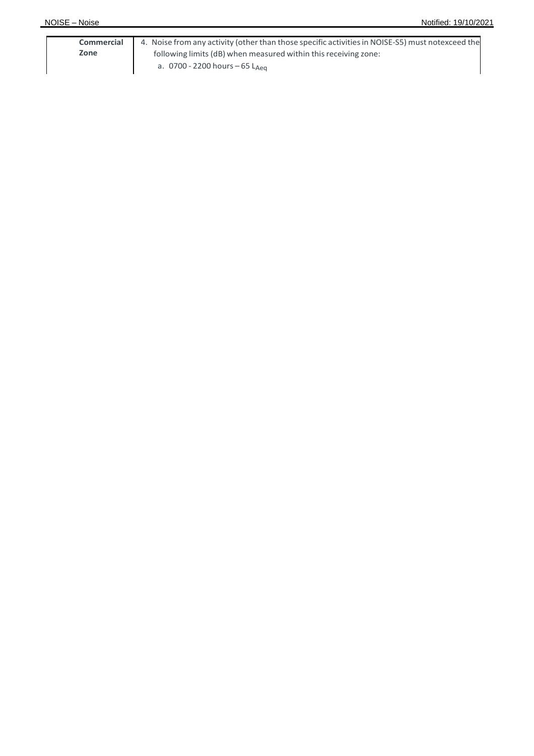| | |
|---|---|
| **Commercial Zone** | 4. Noise from any activity (other than those specific activities in NOISE-S5) must notexceed the following limits (dB) when measured within this receiving zone:<br>a. 0700 - 2200 hours – 65 $L_{Aeq}$ |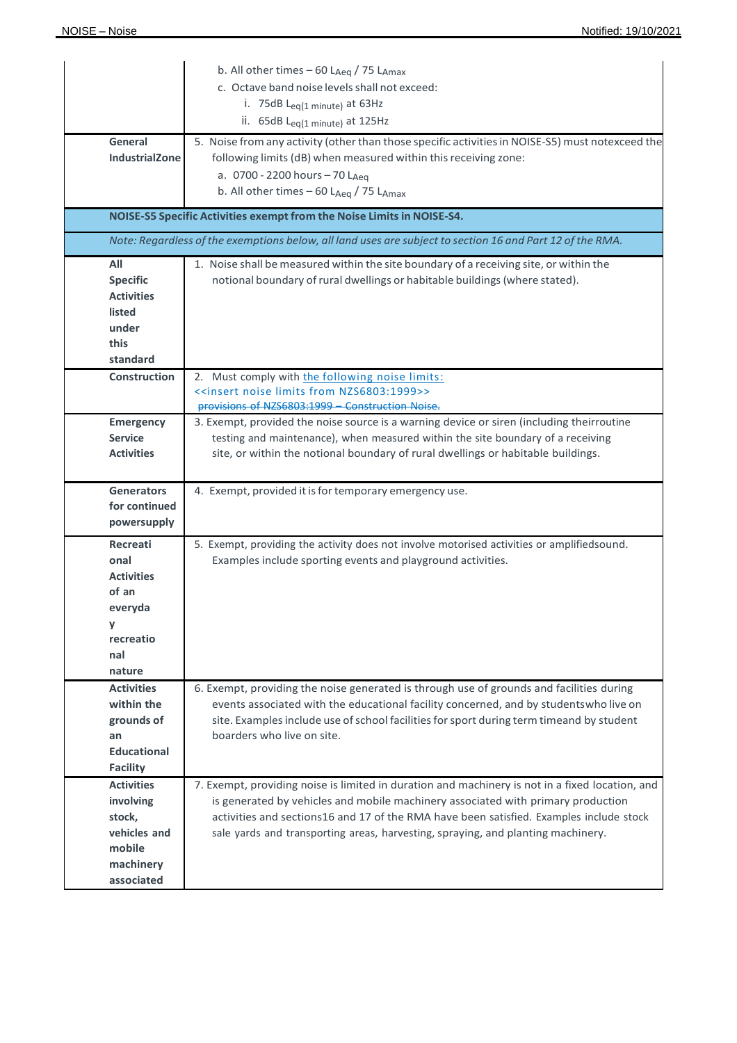| | |
|---|---|
| | b. All other times – 60 $L_{Aeq}$ / 75 $L_{Amax}$<br>c. Octave band noise levels shall not exceed:<br>i. 75dB $L_{eq(1\ minute)}$ at 63Hz<br>ii. 65dB $L_{eq(1\ minute)}$ at 125Hz |
| **General IndustrialZone** | 5. Noise from any activity (other than those specific activities in NOISE-S5) must notexceed the following limits (dB) when measured within this receiving zone:<br>a. 0700 - 2200 hours – 70 $L_{Aeq}$<br>b. All other times – 60 $L_{Aeq}$ / 75 $L_{Amax}$ |
| **NOISE-S5 Specific Activities exempt from the Noise Limits in NOISE-S4.** | |
| *Note: Regardless of the exemptions below, all land uses are subject to section 16 and Part 12 of the RMA.* | |
| **All Specific Activities listed under this standard** | 1. Noise shall be measured within the site boundary of a receiving site, or within the notional boundary of rural dwellings or habitable buildings (where stated). |
| **Construction** | 2. Must comply with the following noise limits:<br><<insert noise limits from NZS6803:1999>><br>~~provisions of NZS6803:1999 – Construction Noise.~~ |
| **Emergency Service Activities** | 3. Exempt, provided the noise source is a warning device or siren (including theirroutine testing and maintenance), when measured within the site boundary of a receiving site, or within the notional boundary of rural dwellings or habitable buildings. |
| **Generators for continued powersupply** | 4. Exempt, provided it is for temporary emergency use. |
| **Recreational Activities of an everyday recreational nature** | 5. Exempt, providing the activity does not involve motorised activities or amplifiedsound. Examples include sporting events and playground activities. |
| **Activities within the grounds of an Educational Facility** | 6. Exempt, providing the noise generated is through use of grounds and facilities during events associated with the educational facility concerned, and by studentswho live on site. Examples include use of school facilities for sport during term timeand by student boarders who live on site. |
| **Activities involving stock, vehicles and mobile machinery associated** | 7. Exempt, providing noise is limited in duration and machinery is not in a fixed location, and is generated by vehicles and mobile machinery associated with primary production activities and sections16 and 17 of the RMA have been satisfied. Examples include stock sale yards and transporting areas, harvesting, spraying, and planting machinery. |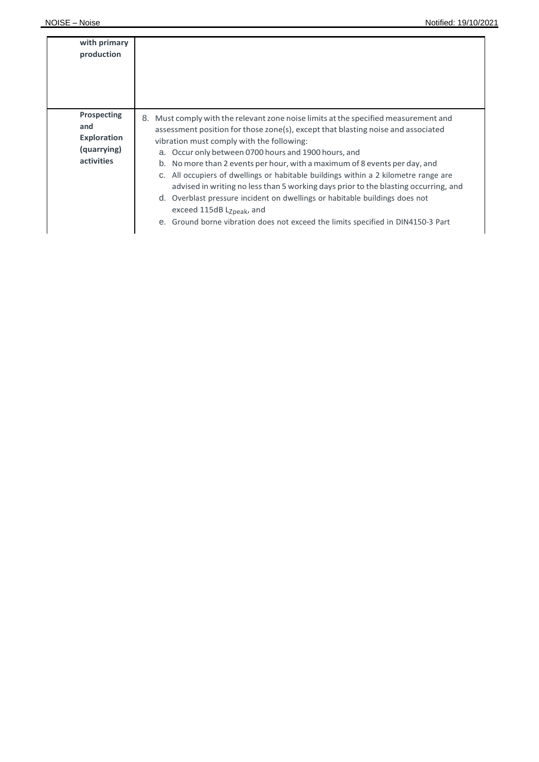| | |
|---|---|
| **with primary production** | |
| **Prospecting and Exploration (quarrying) activities** | 8. Must comply with the relevant zone noise limits at the specified measurement and assessment position for those zone(s), except that blasting noise and associated vibration must comply with the following:<br>a. Occur only between 0700 hours and 1900 hours, and<br>b. No more than 2 events per hour, with a maximum of 8 events per day, and<br>c. All occupiers of dwellings or habitable buildings within a 2 kilometre range are advised in writing no less than 5 working days prior to the blasting occurring, and<br>d. Overblast pressure incident on dwellings or habitable buildings does not exceed 115dB $L_{Zpeak}$, and<br>e. Ground borne vibration does not exceed the limits specified in DIN4150-3 Part |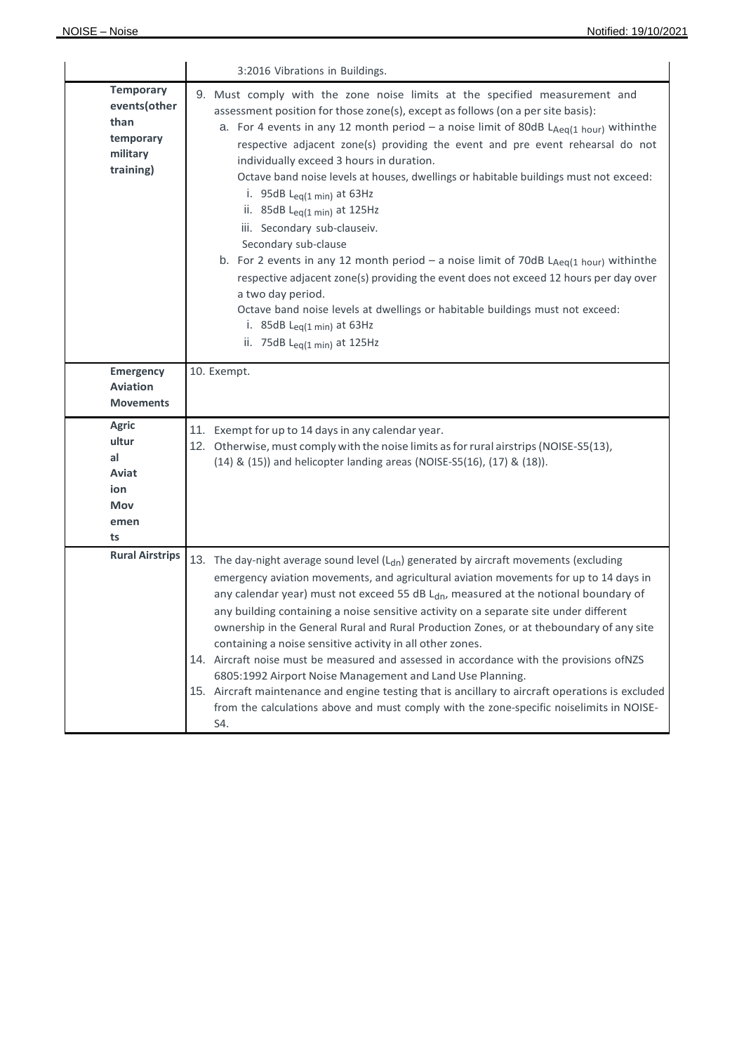| | |
|---|---|
| | 3:2016 Vibrations in Buildings. |
| **Temporary events(other than temporary military training)** | 9. Must comply with the zone noise limits at the specified measurement and assessment position for those zone(s), except as follows (on a per site basis):<br>a. For 4 events in any 12 month period – a noise limit of 80dB $L_{Aeq(1\ hour)}$ withinthe respective adjacent zone(s) providing the event and pre event rehearsal do not individually exceed 3 hours in duration.<br>Octave band noise levels at houses, dwellings or habitable buildings must not exceed:<br>i. 95dB $L_{eq(1\ min)}$ at 63Hz<br>ii. 85dB $L_{eq(1\ min)}$ at 125Hz<br>iii. Secondary sub-clauseiv.<br>Secondary sub-clause<br>b. For 2 events in any 12 month period – a noise limit of 70dB $L_{Aeq(1\ hour)}$ withinthe respective adjacent zone(s) providing the event does not exceed 12 hours per day over a two day period.<br>Octave band noise levels at dwellings or habitable buildings must not exceed:<br>i. 85dB $L_{eq(1\ min)}$ at 63Hz<br>ii. 75dB $L_{eq(1\ min)}$ at 125Hz |
| **Emergency Aviation Movements** | 10. Exempt. |
| **Agricultural Aviation Movements** | 11. Exempt for up to 14 days in any calendar year.<br>12. Otherwise, must comply with the noise limits as for rural airstrips (NOISE-S5(13), (14) & (15)) and helicopter landing areas (NOISE-S5(16), (17) & (18)). |
| **Rural Airstrips** | 13. The day-night average sound level ($L_{dn}$) generated by aircraft movements (excluding emergency aviation movements, and agricultural aviation movements for up to 14 days in any calendar year) must not exceed 55 dB $L_{dn}$, measured at the notional boundary of any building containing a noise sensitive activity on a separate site under different ownership in the General Rural and Rural Production Zones, or at theboundary of any site containing a noise sensitive activity in all other zones.<br>14. Aircraft noise must be measured and assessed in accordance with the provisions ofNZS 6805:1992 Airport Noise Management and Land Use Planning.<br>15. Aircraft maintenance and engine testing that is ancillary to aircraft operations is excluded from the calculations above and must comply with the zone-specific noiselimits in NOISE-S4. |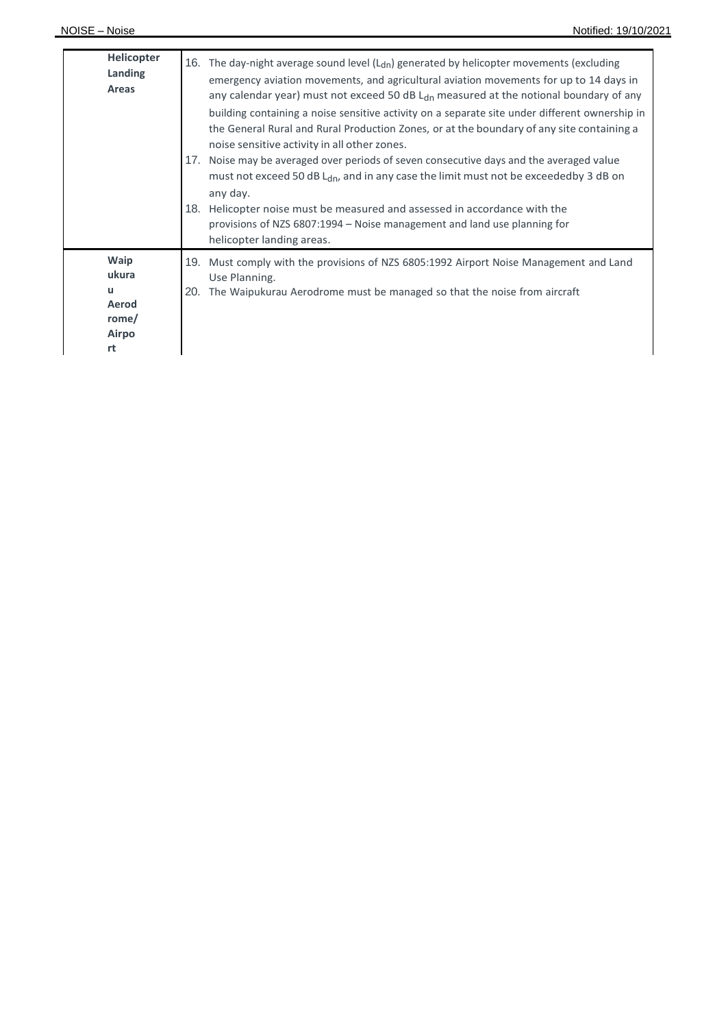| | |
|---|---|
| **Helicopter Landing Areas** | 16. The day-night average sound level ($L_{dn}$) generated by helicopter movements (excluding emergency aviation movements, and agricultural aviation movements for up to 14 days in any calendar year) must not exceed 50 dB $L_{dn}$ measured at the notional boundary of any building containing a noise sensitive activity on a separate site under different ownership in the General Rural and Rural Production Zones, or at the boundary of any site containing a noise sensitive activity in all other zones.<br>17. Noise may be averaged over periods of seven consecutive days and the averaged value must not exceed 50 dB $L_{dn}$, and in any case the limit must not be exceededby 3 dB on any day.<br>18. Helicopter noise must be measured and assessed in accordance with the provisions of NZS 6807:1994 – Noise management and land use planning for helicopter landing areas. |
| **Waipukurau Aerodrome/ Airport** | 19. Must comply with the provisions of NZS 6805:1992 Airport Noise Management and Land Use Planning.<br>20. The Waipukurau Aerodrome must be managed so that the noise from aircraft |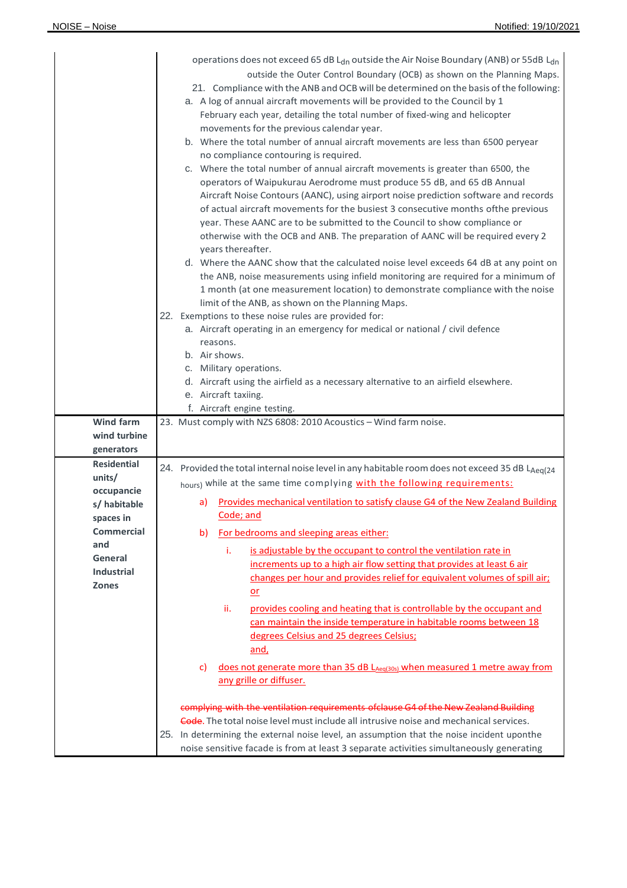| | |
|---|---|
| | operations does not exceed 65 dB $L_{dn}$ outside the Air Noise Boundary (ANB) or 55dB $L_{dn}$ outside the Outer Control Boundary (OCB) as shown on the Planning Maps.<br>21. Compliance with the ANB and OCB will be determined on the basis of the following:<br>a. A log of annual aircraft movements will be provided to the Council by 1 February each year, detailing the total number of fixed-wing and helicopter movements for the previous calendar year.<br>b. Where the total number of annual aircraft movements are less than 6500 peryear no compliance contouring is required.<br>c. Where the total number of annual aircraft movements is greater than 6500, the operators of Waipukurau Aerodrome must produce 55 dB, and 65 dB Annual Aircraft Noise Contours (AANC), using airport noise prediction software and records of actual aircraft movements for the busiest 3 consecutive months ofthe previous year. These AANC are to be submitted to the Council to show compliance or otherwise with the OCB and ANB. The preparation of AANC will be required every 2 years thereafter.<br>d. Where the AANC show that the calculated noise level exceeds 64 dB at any point on the ANB, noise measurements using infield monitoring are required for a minimum of 1 month (at one measurement location) to demonstrate compliance with the noise limit of the ANB, as shown on the Planning Maps.<br>22. Exemptions to these noise rules are provided for:<br>a. Aircraft operating in an emergency for medical or national / civil defence reasons.<br>b. Air shows.<br>c. Military operations.<br>d. Aircraft using the airfield as a necessary alternative to an airfield elsewhere.<br>e. Aircraft taxiing.<br>f. Aircraft engine testing. |
| **Wind farm wind turbine generators** | 23. Must comply with NZS 6808: 2010 Acoustics – Wind farm noise. |
| **Residential units/ occupancies/ habitable spaces in Commercial and General Industrial Zones** | 24. Provided the total internal noise level in any habitable room does not exceed 35 dB $L_{Aeq(24 hours)}$ while at the same time complying <ins>with the following requirements:</ins><br>a) <ins>Provides mechanical ventilation to satisfy clause G4 of the New Zealand Building Code; and</ins><br>b) <ins>For bedrooms and sleeping areas either:</ins><br>i. <ins>is adjustable by the occupant to control the ventilation rate in increments up to a high air flow setting that provides at least 6 air changes per hour and provides relief for equivalent volumes of spill air; or</ins><br>ii. <ins>provides cooling and heating that is controllable by the occupant and can maintain the inside temperature in habitable rooms between 18 degrees Celsius and 25 degrees Celsius; and,</ins><br>c) <ins>does not generate more than 35 dB $L_{Aeq(30s)}$ when measured 1 metre away from any grille or diffuser.</ins><br><br>~~complying with the ventilation requirements ofclause G4 of the New Zealand Building Code~~. The total noise level must include all intrusive noise and mechanical services.<br>25. In determining the external noise level, an assumption that the noise incident uponthe noise sensitive facade is from at least 3 separate activities simultaneously generating |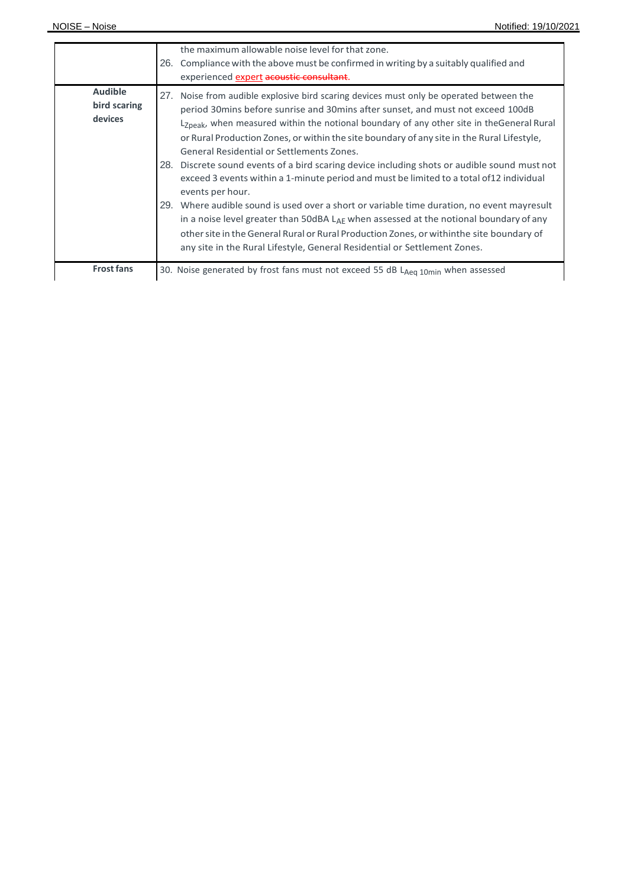| | |
|---|---|
| | the maximum allowable noise level for that zone.<br>26. Compliance with the above must be confirmed in writing by a suitably qualified and experienced expert ~~acoustic consultant~~. |
| **Audible bird scaring devices** | 27. Noise from audible explosive bird scaring devices must only be operated between the period 30mins before sunrise and 30mins after sunset, and must not exceed 100dB $L_{Zpeak}$, when measured within the notional boundary of any other site in theGeneral Rural or Rural Production Zones, or within the site boundary of any site in the Rural Lifestyle, General Residential or Settlements Zones.<br>28. Discrete sound events of a bird scaring device including shots or audible sound must not exceed 3 events within a 1-minute period and must be limited to a total of12 individual events per hour.<br>29. Where audible sound is used over a short or variable time duration, no event mayresult in a noise level greater than 50dBA $L_{AE}$ when assessed at the notional boundary of any other site in the General Rural or Rural Production Zones, or withinthe site boundary of any site in the Rural Lifestyle, General Residential or Settlement Zones. |
| **Frost fans** | 30. Noise generated by frost fans must not exceed 55 dB $L_{Aeq\ 10min}$ when assessed |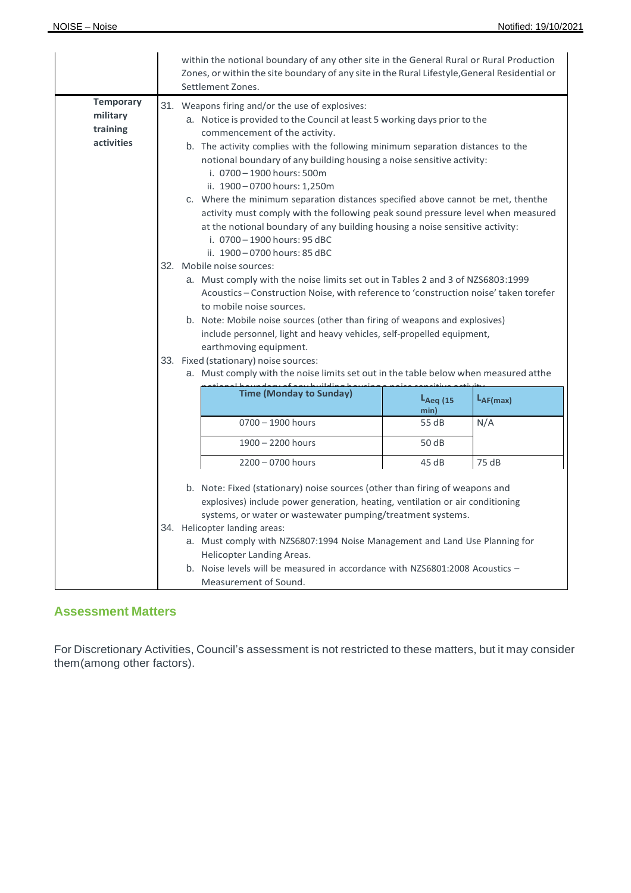| | |
|---|---|
| | within the notional boundary of any other site in the General Rural or Rural Production Zones, or within the site boundary of any site in the Rural Lifestyle,General Residential or Settlement Zones. |
| **Temporary military training activities** | 31. Weapons firing and/or the use of explosives:<br>a. Notice is provided to the Council at least 5 working days prior to the commencement of the activity.<br>b. The activity complies with the following minimum separation distances to the notional boundary of any building housing a noise sensitive activity:<br>i. 0700 – 1900 hours: 500m<br>ii. 1900 – 0700 hours: 1,250m<br>c. Where the minimum separation distances specified above cannot be met, thenthe activity must comply with the following peak sound pressure level when measured at the notional boundary of any building housing a noise sensitive activity:<br>i. 0700 – 1900 hours: 95 dBC<br>ii. 1900 – 0700 hours: 85 dBC<br>32. Mobile noise sources:<br>a. Must comply with the noise limits set out in Tables 2 and 3 of NZS6803:1999 Acoustics – Construction Noise, with reference to 'construction noise' taken torefer to mobile noise sources.<br>b. Note: Mobile noise sources (other than firing of weapons and explosives) include personnel, light and heavy vehicles, self-propelled equipment, earthmoving equipment.<br>33. Fixed (stationary) noise sources:<br>a. Must comply with the noise limits set out in the table below when measured atthe notional boundary of any building housing a noise sensitive activity:<br><br>**Time (Monday to Sunday)** / $L_{Aeq\ (15\ min)}$ / $L_{AF(max)}$<br>0700 – 1900 hours / 55 dB / N/A<br>1900 – 2200 hours / 50 dB / <br>2200 – 0700 hours / 45 dB / 75 dB<br><br>b. Note: Fixed (stationary) noise sources (other than firing of weapons and explosives) include power generation, heating, ventilation or air conditioning systems, or water or wastewater pumping/treatment systems.<br>34. Helicopter landing areas:<br>a. Must comply with NZS6807:1994 Noise Management and Land Use Planning for Helicopter Landing Areas.<br>b. Noise levels will be measured in accordance with NZS6801:2008 Acoustics – Measurement of Sound. |

## Assessment Matters

For Discretionary Activities, Council's assessment is not restricted to these matters, but it may consider them(among other factors).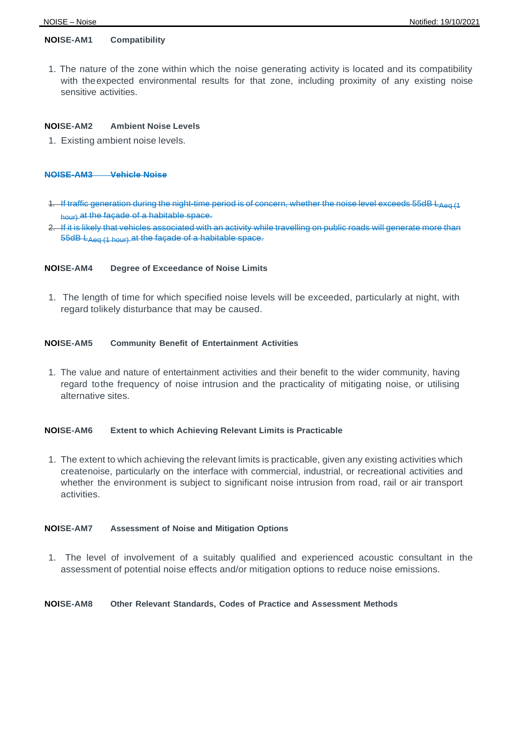**NOISE-AM1 Compatibility**

1. The nature of the zone within which the noise generating activity is located and its compatibility with the expected environmental results for that zone, including proximity of any existing noise sensitive activities.

**NOISE-AM2 Ambient Noise Levels**

1. Existing ambient noise levels.

~~**NOISE-AM3 Vehicle Noise**~~

1. ~~If traffic generation during the night-time period is of concern, whether the noise level exceeds 55dB $L_{Aeq\ (1\ hour)}$ at the façade of a habitable space.~~
2. ~~If it is likely that vehicles associated with an activity while travelling on public roads will generate more than 55dB $L_{Aeq\ (1\ hour)}$ at the façade of a habitable space.~~

**NOISE-AM4 Degree of Exceedance of Noise Limits**

1. The length of time for which specified noise levels will be exceeded, particularly at night, with regard to likely disturbance that may be caused.

**NOISE-AM5 Community Benefit of Entertainment Activities**

1. The value and nature of entertainment activities and their benefit to the wider community, having regard to the frequency of noise intrusion and the practicality of mitigating noise, or utilising alternative sites.

**NOISE-AM6 Extent to which Achieving Relevant Limits is Practicable**

1. The extent to which achieving the relevant limits is practicable, given any existing activities which create noise, particularly on the interface with commercial, industrial, or recreational activities and whether the environment is subject to significant noise intrusion from road, rail or air transport activities.

**NOISE-AM7 Assessment of Noise and Mitigation Options**

1. The level of involvement of a suitably qualified and experienced acoustic consultant in the assessment of potential noise effects and/or mitigation options to reduce noise emissions.

**NOISE-AM8 Other Relevant Standards, Codes of Practice and Assessment Methods**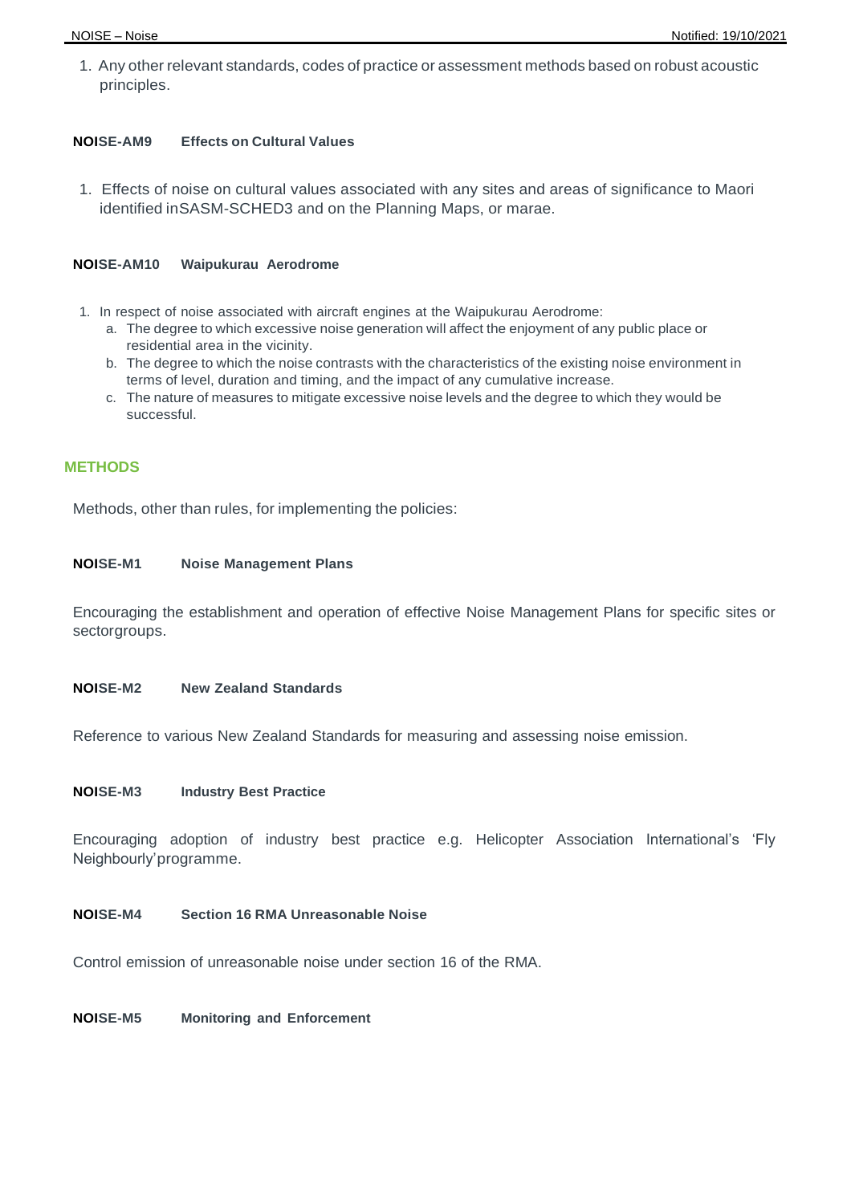1. Any other relevant standards, codes of practice or assessment methods based on robust acoustic principles.

#### NOISE-AM9 Effects on Cultural Values

1. Effects of noise on cultural values associated with any sites and areas of significance to Maori identified inSASM-SCHED3 and on the Planning Maps, or marae.

#### NOISE-AM10 Waipukurau Aerodrome

1. In respect of noise associated with aircraft engines at the Waipukurau Aerodrome:
   a. The degree to which excessive noise generation will affect the enjoyment of any public place or residential area in the vicinity.
   b. The degree to which the noise contrasts with the characteristics of the existing noise environment in terms of level, duration and timing, and the impact of any cumulative increase.
   c. The nature of measures to mitigate excessive noise levels and the degree to which they would be successful.

## METHODS

Methods, other than rules, for implementing the policies:

#### NOISE-M1 Noise Management Plans

Encouraging the establishment and operation of effective Noise Management Plans for specific sites or sectorgroups.

#### NOISE-M2 New Zealand Standards

Reference to various New Zealand Standards for measuring and assessing noise emission.

#### NOISE-M3 Industry Best Practice

Encouraging adoption of industry best practice e.g. Helicopter Association International's 'Fly Neighbourly' programme.

#### NOISE-M4 Section 16 RMA Unreasonable Noise

Control emission of unreasonable noise under section 16 of the RMA.

#### NOISE-M5 Monitoring and Enforcement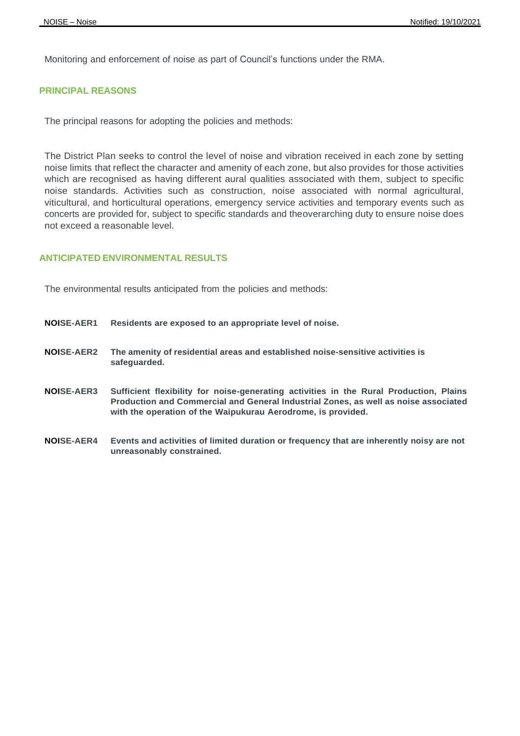Monitoring and enforcement of noise as part of Council's functions under the RMA.

## PRINCIPAL REASONS

The principal reasons for adopting the policies and methods:

The District Plan seeks to control the level of noise and vibration received in each zone by setting noise limits that reflect the character and amenity of each zone, but also provides for those activities which are recognised as having different aural qualities associated with them, subject to specific noise standards. Activities such as construction, noise associated with normal agricultural, viticultural, and horticultural operations, emergency service activities and temporary events such as concerts are provided for, subject to specific standards and theoverarching duty to ensure noise does not exceed a reasonable level.

## ANTICIPATED ENVIRONMENTAL RESULTS

The environmental results anticipated from the policies and methods:

**NOISE-AER1** **Residents are exposed to an appropriate level of noise.**

**NOISE-AER2** **The amenity of residential areas and established noise-sensitive activities is safeguarded.**

**NOISE-AER3** **Sufficient flexibility for noise-generating activities in the Rural Production, Plains Production and Commercial and General Industrial Zones, as well as noise associated with the operation of the Waipukurau Aerodrome, is provided.**

**NOISE-AER4** **Events and activities of limited duration or frequency that are inherently noisy are not unreasonably constrained.**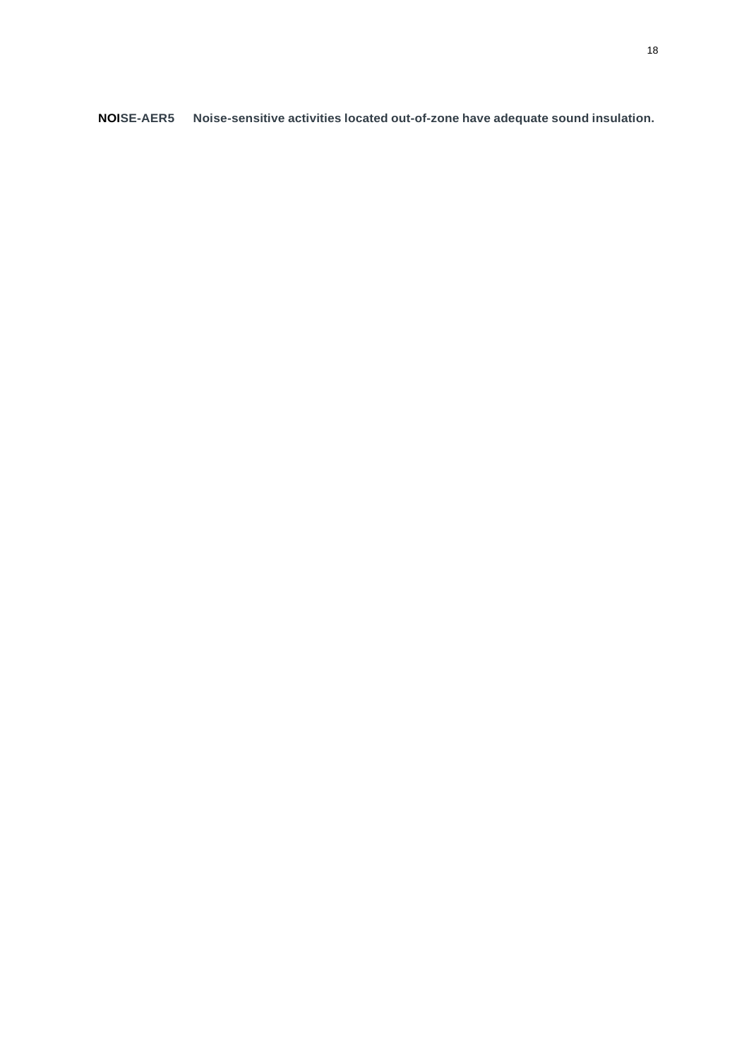**NOISE-AER5 Noise-sensitive activities located out-of-zone have adequate sound insulation.**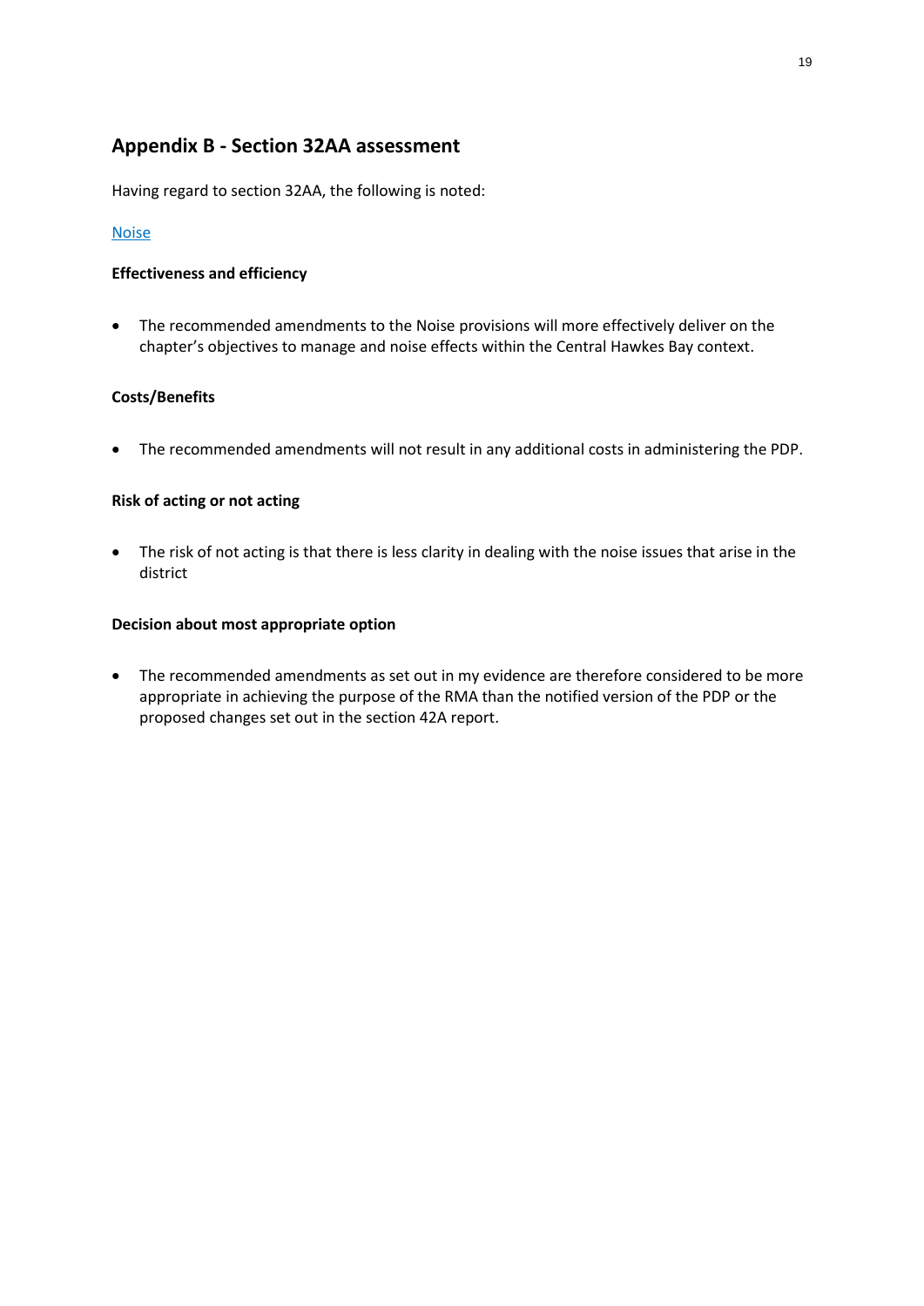## Appendix B - Section 32AA assessment

Having regard to section 32AA, the following is noted:

Noise

**Effectiveness and efficiency**

- The recommended amendments to the Noise provisions will more effectively deliver on the chapter's objectives to manage and noise effects within the Central Hawkes Bay context.

**Costs/Benefits**

- The recommended amendments will not result in any additional costs in administering the PDP.

**Risk of acting or not acting**

- The risk of not acting is that there is less clarity in dealing with the noise issues that arise in the district

**Decision about most appropriate option**

- The recommended amendments as set out in my evidence are therefore considered to be more appropriate in achieving the purpose of the RMA than the notified version of the PDP or the proposed changes set out in the section 42A report.